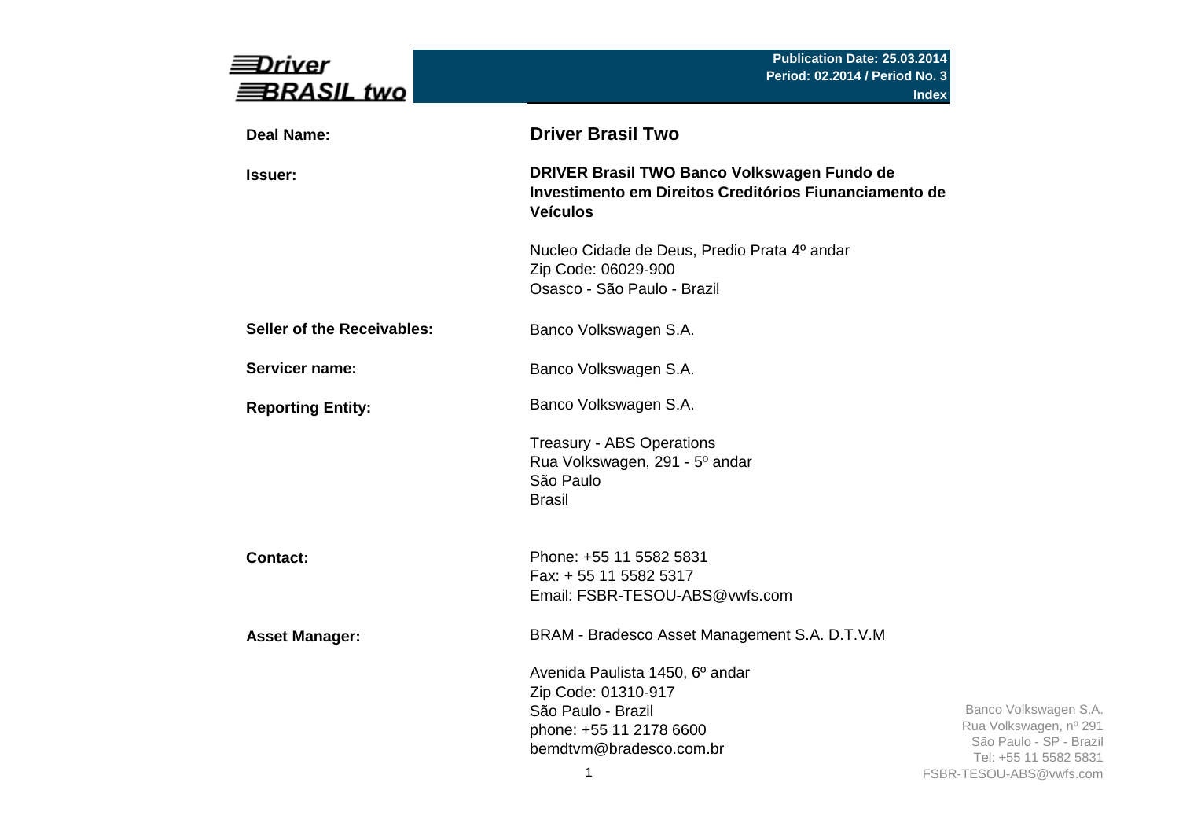**Driver BRASIL two**

**Publication Date: 25.03.2014**
**Period: 02.2014 / Period No. 3**
**Index**

| | |
|---|---|
| **Deal Name:** | **Driver Brasil Two** |
| **Issuer:** | **DRIVER Brasil TWO Banco Volkswagen Fundo de Investimento em Direitos Creditórios Fiunanciamento de Veículos**<br><br>Nucleo Cidade de Deus, Predio Prata 4º andar<br>Zip Code: 06029-900<br>Osasco - São Paulo - Brazil |
| **Seller of the Receivables:** | Banco Volkswagen S.A. |
| **Servicer name:** | Banco Volkswagen S.A. |
| **Reporting Entity:** | Banco Volkswagen S.A.<br><br>Treasury - ABS Operations<br>Rua Volkswagen, 291 - 5º andar<br>São Paulo<br>Brasil |
| **Contact:** | Phone: +55 11 5582 5831<br>Fax: + 55 11 5582 5317<br>Email: FSBR-TESOU-ABS@vwfs.com |
| **Asset Manager:** | BRAM - Bradesco Asset Management S.A. D.T.V.M<br><br>Avenida Paulista 1450, 6º andar<br>Zip Code: 01310-917<br>São Paulo - Brazil<br>phone: +55 11 2178 6600<br>bemdtvm@bradesco.com.br |

Banco Volkswagen S.A.
Rua Volkswagen, nº 291
São Paulo - SP - Brazil
Tel: +55 11 5582 5831
FSBR-TESOU-ABS@vwfs.com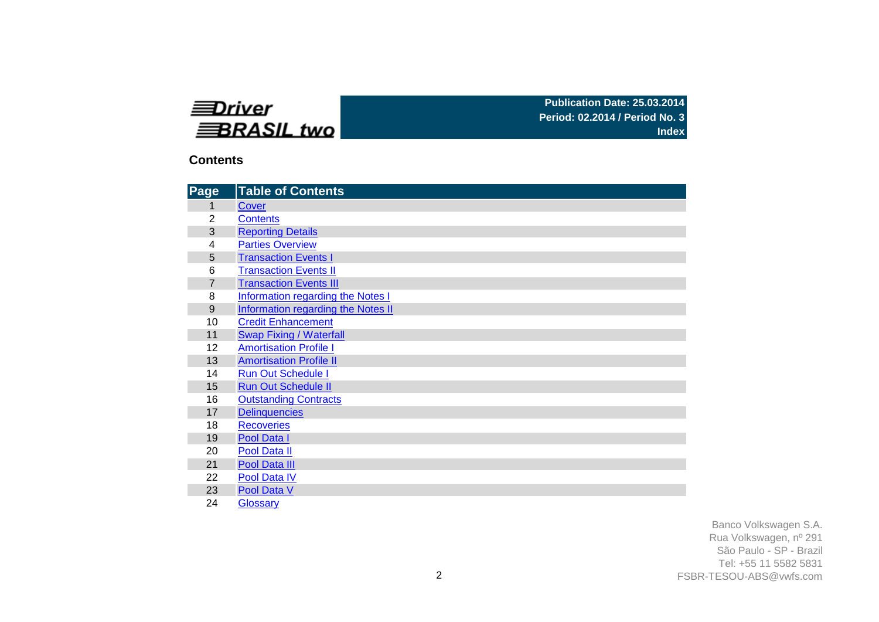**Driver BRASIL two**

**Publication Date: 25.03.2014**
**Period: 02.2014 / Period No. 3**
**Index**

## Contents

| Page | Table of Contents |
|---|---|
| 1 | Cover |
| 2 | Contents |
| 3 | Reporting Details |
| 4 | Parties Overview |
| 5 | Transaction Events I |
| 6 | Transaction Events II |
| 7 | Transaction Events III |
| 8 | Information regarding the Notes I |
| 9 | Information regarding the Notes II |
| 10 | Credit Enhancement |
| 11 | Swap Fixing / Waterfall |
| 12 | Amortisation Profile I |
| 13 | Amortisation Profile II |
| 14 | Run Out Schedule I |
| 15 | Run Out Schedule II |
| 16 | Outstanding Contracts |
| 17 | Delinquencies |
| 18 | Recoveries |
| 19 | Pool Data I |
| 20 | Pool Data II |
| 21 | Pool Data III |
| 22 | Pool Data IV |
| 23 | Pool Data V |
| 24 | Glossary |

Banco Volkswagen S.A.
Rua Volkswagen, nº 291
São Paulo - SP - Brazil
Tel: +55 11 5582 5831
FSBR-TESOU-ABS@vwfs.com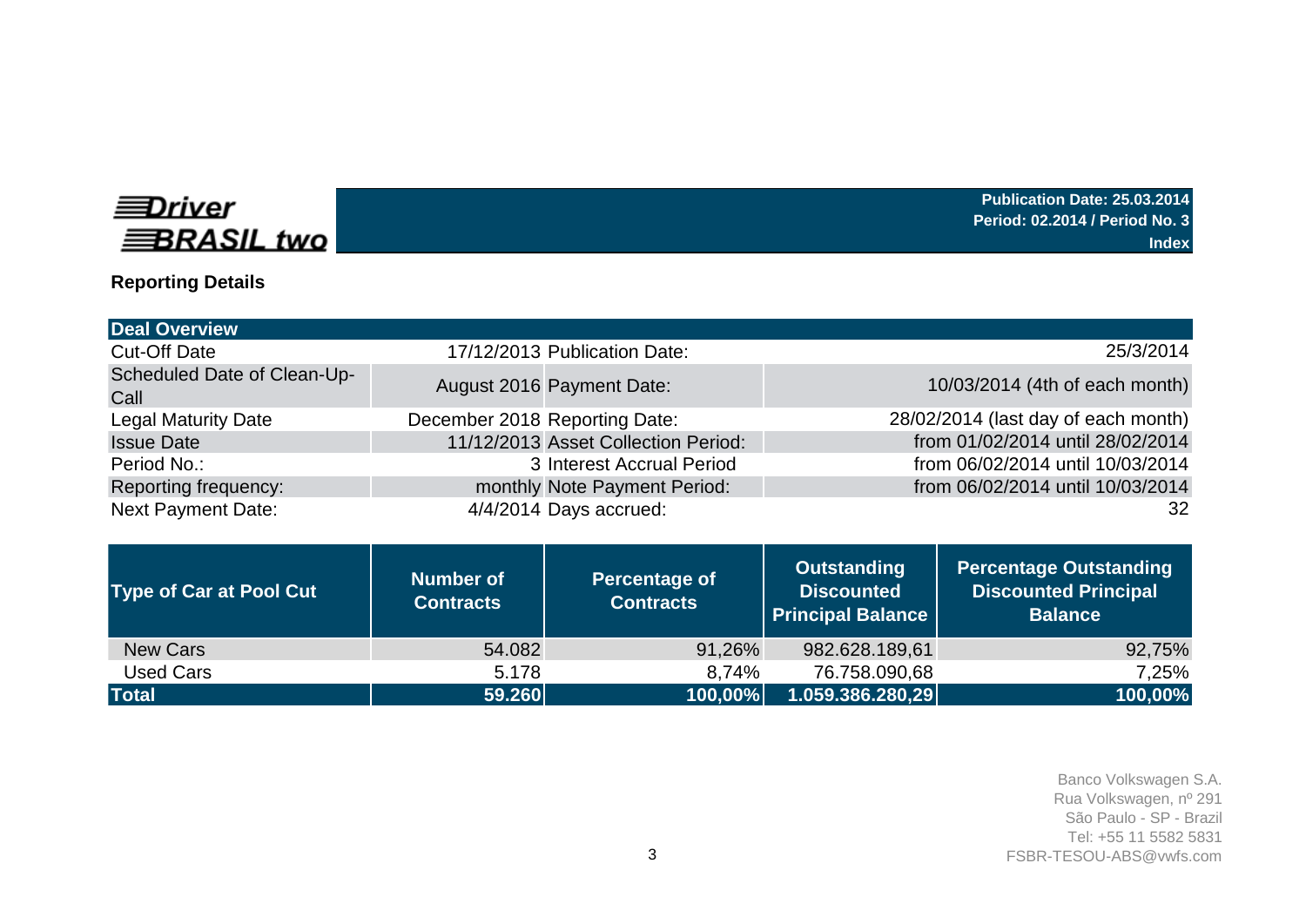**Driver BRASIL two**

**Publication Date: 25.03.2014**
**Period: 02.2014 / Period No. 3**
**Index**

## Reporting Details

| Deal Overview | | | |
|---|---|---|---|
| Cut-Off Date | 17/12/2013 | Publication Date: | 25/3/2014 |
| Scheduled Date of Clean-Up-Call | August 2016 | Payment Date: | 10/03/2014 (4th of each month) |
| Legal Maturity Date | December 2018 | Reporting Date: | 28/02/2014 (last day of each month) |
| Issue Date | 11/12/2013 | Asset Collection Period: | from 01/02/2014 until 28/02/2014 |
| Period No.: | 3 | Interest Accrual Period | from 06/02/2014 until 10/03/2014 |
| Reporting frequency: | monthly | Note Payment Period: | from 06/02/2014 until 10/03/2014 |
| Next Payment Date: | 4/4/2014 | Days accrued: | 32 |

| Type of Car at Pool Cut | Number of Contracts | Percentage of Contracts | Outstanding Discounted Principal Balance | Percentage Outstanding Discounted Principal Balance |
|---|---|---|---|---|
| New Cars | 54.082 | 91,26% | 982.628.189,61 | 92,75% |
| Used Cars | 5.178 | 8,74% | 76.758.090,68 | 7,25% |
| **Total** | **59.260** | **100,00%** | **1.059.386.280,29** | **100,00%** |

Banco Volkswagen S.A.
Rua Volkswagen, nº 291
São Paulo - SP - Brazil
Tel: +55 11 5582 5831
FSBR-TESOU-ABS@vwfs.com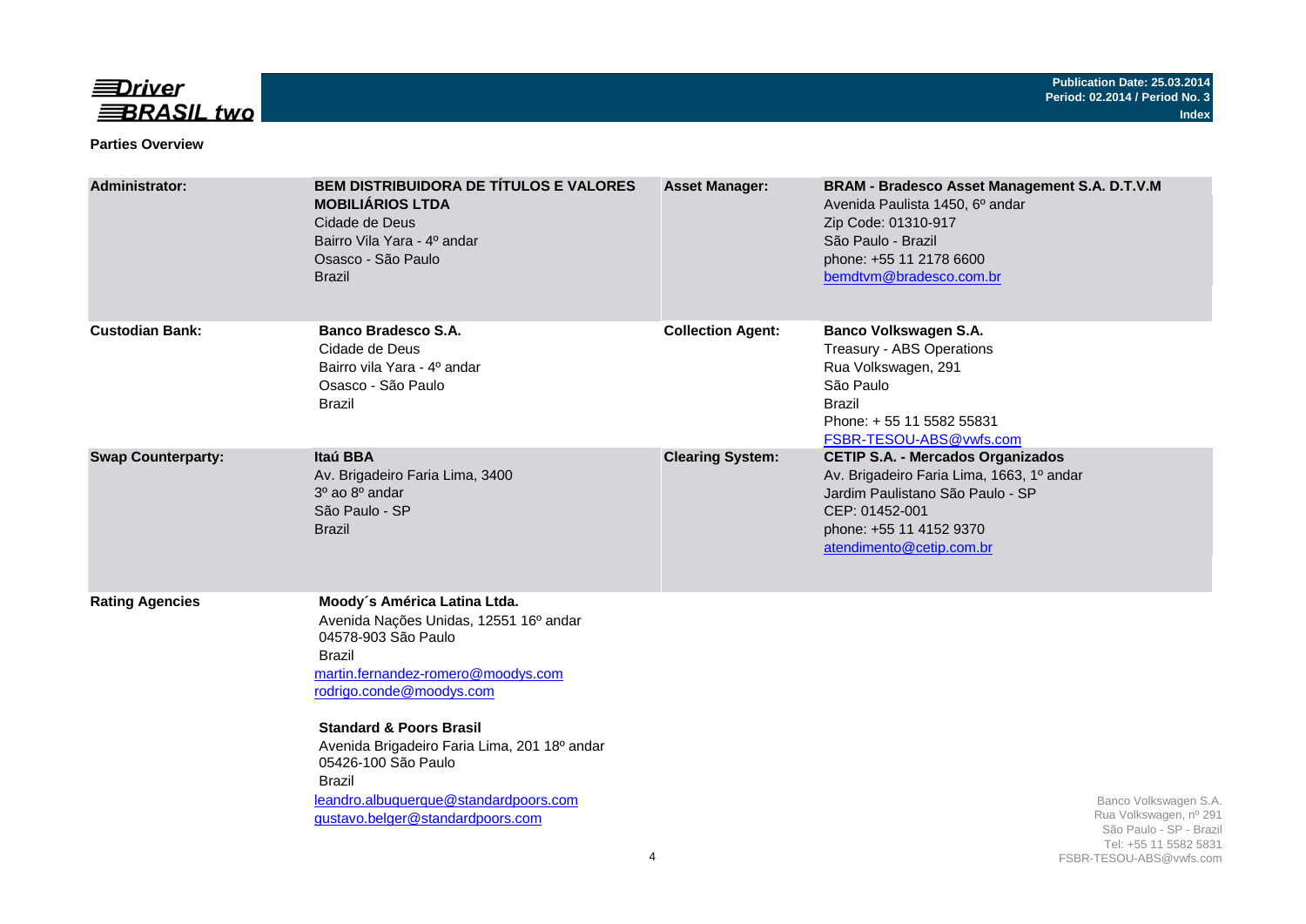**Parties Overview**

| | | | |
|---|---|---|---|
| **Administrator:** | **BEM DISTRIBUIDORA DE TÍTULOS E VALORES MOBILIÁRIOS LTDA**<br>Cidade de Deus<br>Bairro Vila Yara - 4º andar<br>Osasco - São Paulo<br>Brazil | **Asset Manager:** | **BRAM - Bradesco Asset Management S.A. D.T.V.M**<br>Avenida Paulista 1450, 6º andar<br>Zip Code: 01310-917<br>São Paulo - Brazil<br>phone: +55 11 2178 6600<br>bemdtvm@bradesco.com.br |
| **Custodian Bank:** | **Banco Bradesco S.A.**<br>Cidade de Deus<br>Bairro vila Yara - 4º andar<br>Osasco - São Paulo<br>Brazil | **Collection Agent:** | **Banco Volkswagen S.A.**<br>Treasury - ABS Operations<br>Rua Volkswagen, 291<br>São Paulo<br>Brazil<br>Phone: + 55 11 5582 55831<br>FSBR-TESOU-ABS@vwfs.com |
| **Swap Counterparty:** | **Itaú BBA**<br>Av. Brigadeiro Faria Lima, 3400<br>3º ao 8º andar<br>São Paulo - SP<br>Brazil | **Clearing System:** | **CETIP S.A. - Mercados Organizados**<br>Av. Brigadeiro Faria Lima, 1663, 1º andar<br>Jardim Paulistano São Paulo - SP<br>CEP: 01452-001<br>phone: +55 11 4152 9370<br>atendimento@cetip.com.br |
| **Rating Agencies** | **Moody´s América Latina Ltda.**<br>Avenida Nações Unidas, 12551 16º andar<br>04578-903 São Paulo<br>Brazil<br>martin.fernandez-romero@moodys.com<br>rodrigo.conde@moodys.com<br><br>**Standard & Poors Brasil**<br>Avenida Brigadeiro Faria Lima, 201 18º andar<br>05426-100 São Paulo<br>Brazil<br>leandro.albuquerque@standardpoors.com<br>gustavo.belger@standardpoors.com | | |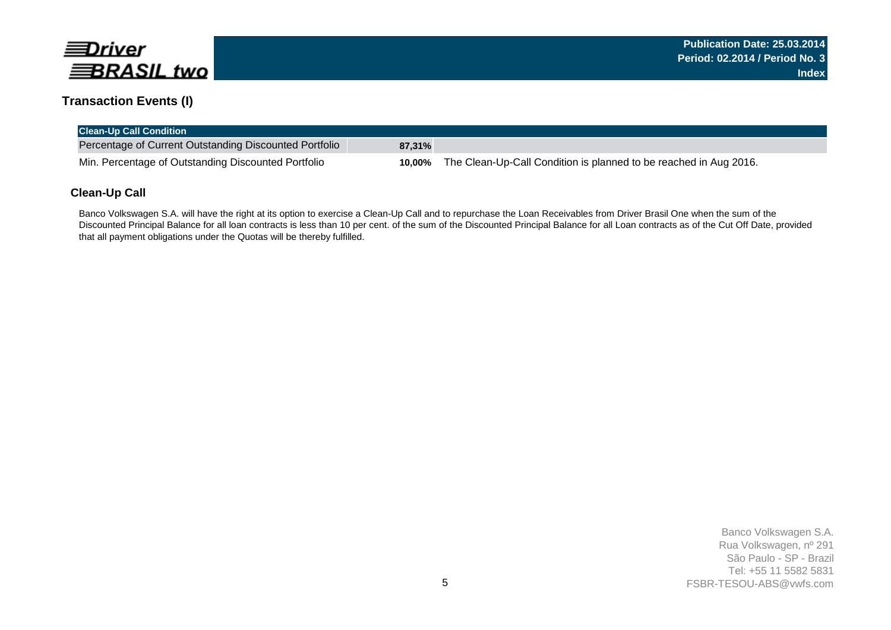# Transaction Events (I)

| Clean-Up Call Condition | | |
|---|---|---|
| Percentage of Current Outstanding Discounted Portfolio | **87,31%** | |
| Min. Percentage of Outstanding Discounted Portfolio | **10,00%** | The Clean-Up-Call Condition is planned to be reached in Aug 2016. |

## Clean-Up Call

Banco Volkswagen S.A. will have the right at its option to exercise a Clean-Up Call and to repurchase the Loan Receivables from Driver Brasil One when the sum of the Discounted Principal Balance for all loan contracts is less than 10 per cent. of the sum of the Discounted Principal Balance for all Loan contracts as of the Cut Off Date, provided that all payment obligations under the Quotas will be thereby fulfilled.

Banco Volkswagen S.A.
Rua Volkswagen, nº 291
São Paulo - SP - Brazil
Tel: +55 11 5582 5831
FSBR-TESOU-ABS@vwfs.com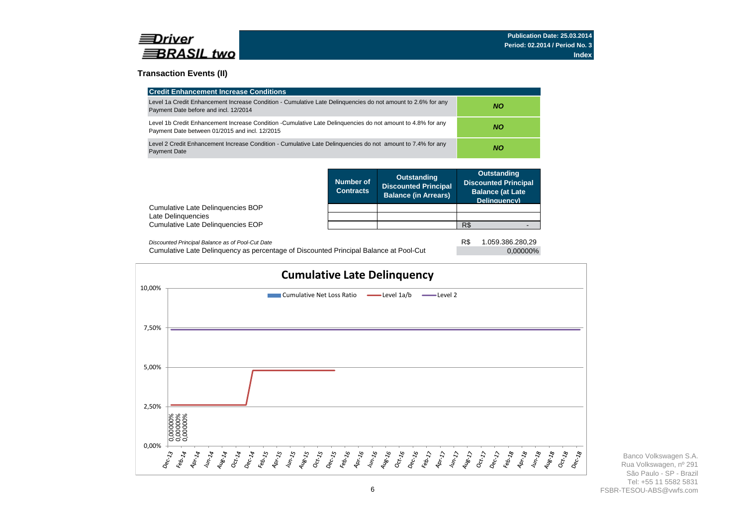**Publication Date: 25.03.2014**
**Period: 02.2014 / Period No. 3**
**Index**

## Transaction Events (II)

| Credit Enhancement Increase Conditions | |
|---|---|
| Level 1a Credit Enhancement Increase Condition - Cumulative Late Delinquencies do not amount to 2.6% for any Payment Date before and incl. 12/2014 | *NO* |
| Level 1b Credit Enhancement Increase Condition -Cumulative Late Delinquencies do not amount to 4.8% for any Payment Date between 01/2015 and incl. 12/2015 | *NO* |
| Level 2 Credit Enhancement Increase Condition - Cumulative Late Delinquencies do not amount to 7.4% for any Payment Date | *NO* |

| | Number of Contracts | Outstanding Discounted Principal Balance (in Arrears) | Outstanding Discounted Principal Balance (at Late Delinquency) |
|---|---|---|---|
| Cumulative Late Delinquencies BOP | | | |
| Late Delinquencies | | | |
| Cumulative Late Delinquencies EOP | | | R$ - |

*Discounted Principal Balance as of Pool-Cut Date* R$ 1.059.386.280,29

Cumulative Late Delinquency as percentage of Discounted Principal Balance at Pool-Cut 0,00000%

**Cumulative Late Delinquency**

Cumulative Net Loss Ratio
Level 1a/b
Level 2

10,00%
7,50%
5,00%
2,50%
0,00%

0,00000%
0,00000%
0,00000%

Dec-13, Feb-14, Apr-14, Jun-14, Aug-14, Oct-14, Dec-14, Feb-15, Apr-15, Jun-15, Aug-15, Oct-15, Dec-15, Feb-16, Apr-16, Jun-16, Aug-16, Oct-16, Dec-16, Feb-17, Apr-17, Jun-17, Aug-17, Oct-17, Dec-17, Feb-18, Apr-18, Jun-18, Aug-18, Oct-18, Dec-18

Banco Volkswagen S.A.
Rua Volkswagen, nº 291
São Paulo - SP - Brazil
Tel: +55 11 5582 5831
FSBR-TESOU-ABS@vwfs.com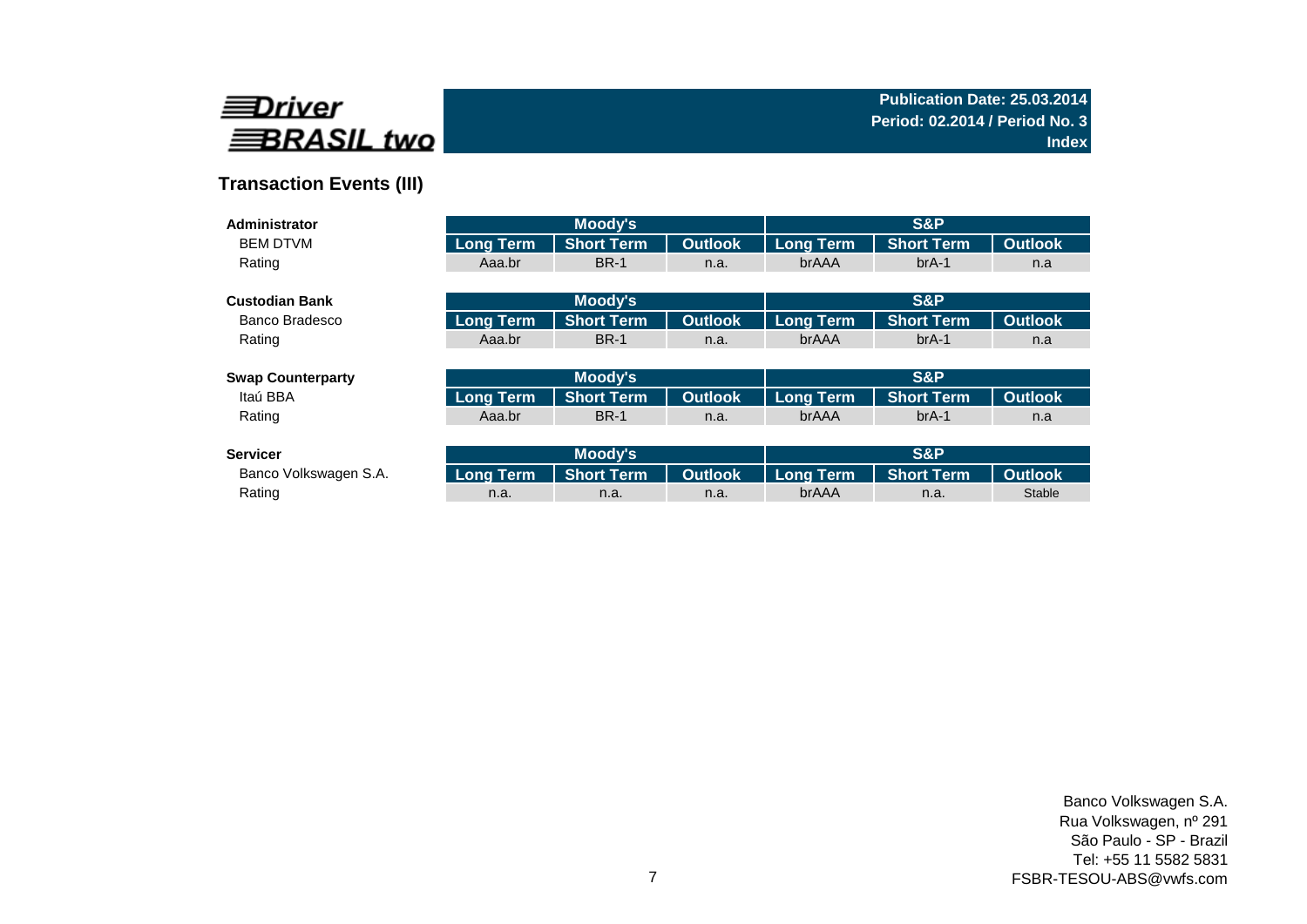Driver BRASIL two

Publication Date: 25.03.2014
Period: 02.2014 / Period No. 3
Index

## Transaction Events (III)

| Administrator | Moody's | | | S&P | | |
|---|---|---|---|---|---|---|
| BEM DTVM | Long Term | Short Term | Outlook | Long Term | Short Term | Outlook |
| Rating | Aaa.br | BR-1 | n.a. | brAAA | brA-1 | n.a |

| Custodian Bank | Moody's | | | S&P | | |
|---|---|---|---|---|---|---|
| Banco Bradesco | Long Term | Short Term | Outlook | Long Term | Short Term | Outlook |
| Rating | Aaa.br | BR-1 | n.a. | brAAA | brA-1 | n.a |

| Swap Counterparty | Moody's | | | S&P | | |
|---|---|---|---|---|---|---|
| Itaú BBA | Long Term | Short Term | Outlook | Long Term | Short Term | Outlook |
| Rating | Aaa.br | BR-1 | n.a. | brAAA | brA-1 | n.a |

| Servicer | Moody's | | | S&P | | |
|---|---|---|---|---|---|---|
| Banco Volkswagen S.A. | Long Term | Short Term | Outlook | Long Term | Short Term | Outlook |
| Rating | n.a. | n.a. | n.a. | brAAA | n.a. | Stable |

Banco Volkswagen S.A.
Rua Volkswagen, nº 291
São Paulo - SP - Brazil
Tel: +55 11 5582 5831
FSBR-TESOU-ABS@vwfs.com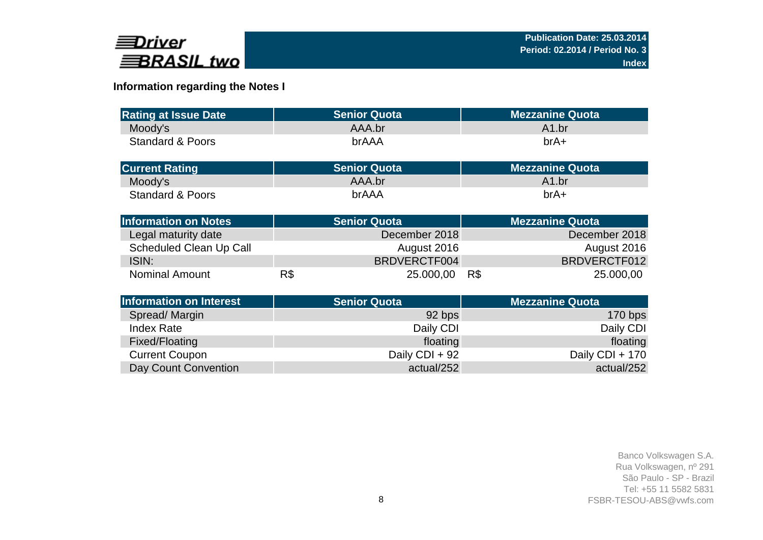## Information regarding the Notes I

| Rating at Issue Date | Senior Quota | Mezzanine Quota |
|---|---|---|
| Moody's | AAA.br | A1.br |
| Standard & Poors | brAAA | brA+ |

| Current Rating | Senior Quota | Mezzanine Quota |
|---|---|---|
| Moody's | AAA.br | A1.br |
| Standard & Poors | brAAA | brA+ |

| Information on Notes | Senior Quota | Mezzanine Quota |
|---|---|---|
| Legal maturity date | December 2018 | December 2018 |
| Scheduled Clean Up Call | August 2016 | August 2016 |
| ISIN: | BRDVERCTF004 | BRDVERCTF012 |
| Nominal Amount | R$ 25.000,00 | R$ 25.000,00 |

| Information on Interest | Senior Quota | Mezzanine Quota |
|---|---|---|
| Spread/ Margin | 92 bps | 170 bps |
| Index Rate | Daily CDI | Daily CDI |
| Fixed/Floating | floating | floating |
| Current Coupon | Daily CDI + 92 | Daily CDI + 170 |
| Day Count Convention | actual/252 | actual/252 |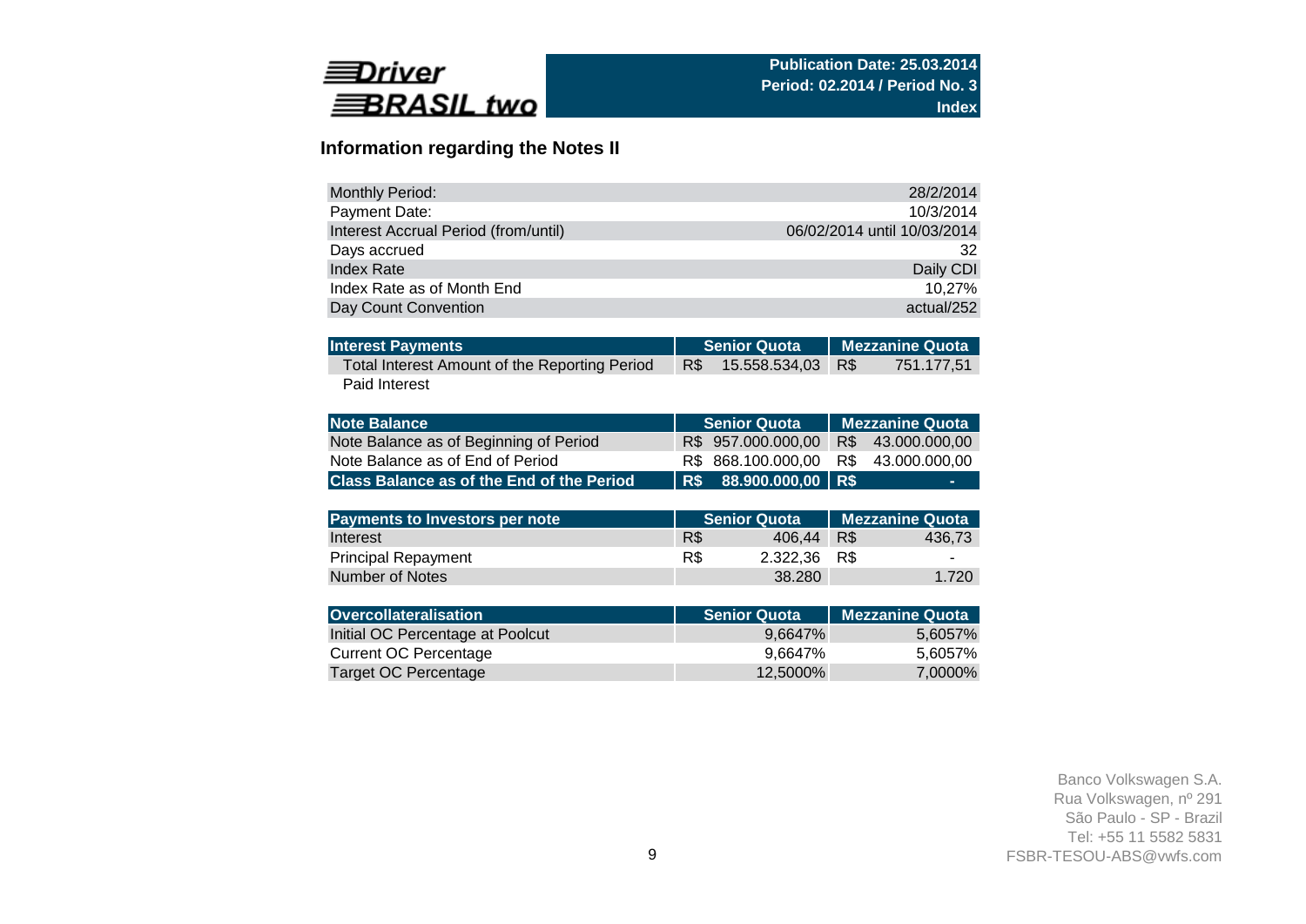Driver BRASIL two

**Publication Date: 25.03.2014**
**Period: 02.2014 / Period No. 3**
**Index**

## Information regarding the Notes II

| | |
|---|---|
| Monthly Period: | 28/2/2014 |
| Payment Date: | 10/3/2014 |
| Interest Accrual Period (from/until) | 06/02/2014 until 10/03/2014 |
| Days accrued | 32 |
| Index Rate | Daily CDI |
| Index Rate as of Month End | 10,27% |
| Day Count Convention | actual/252 |

| Interest Payments | Senior Quota | Mezzanine Quota |
|---|---|---|
| Total Interest Amount of the Reporting Period | R$ 15.558.534,03 | R$ 751.177,51 |
| Paid Interest | | |

| Note Balance | Senior Quota | Mezzanine Quota |
|---|---|---|
| Note Balance as of Beginning of Period | R$ 957.000.000,00 | R$ 43.000.000,00 |
| Note Balance as of End of Period | R$ 868.100.000,00 | R$ 43.000.000,00 |
| **Class Balance as of the End of the Period** | **R$ 88.900.000,00** | **R$ -** |

| Payments to Investors per note | Senior Quota | Mezzanine Quota |
|---|---|---|
| Interest | R$ 406,44 | R$ 436,73 |
| Principal Repayment | R$ 2.322,36 | R$ - |
| Number of Notes | 38.280 | 1.720 |

| Overcollateralisation | Senior Quota | Mezzanine Quota |
|---|---|---|
| Initial OC Percentage at Poolcut | 9,6647% | 5,6057% |
| Current OC Percentage | 9,6647% | 5,6057% |
| Target OC Percentage | 12,5000% | 7,0000% |

Banco Volkswagen S.A.
Rua Volkswagen, nº 291
São Paulo - SP - Brazil
Tel: +55 11 5582 5831
FSBR-TESOU-ABS@vwfs.com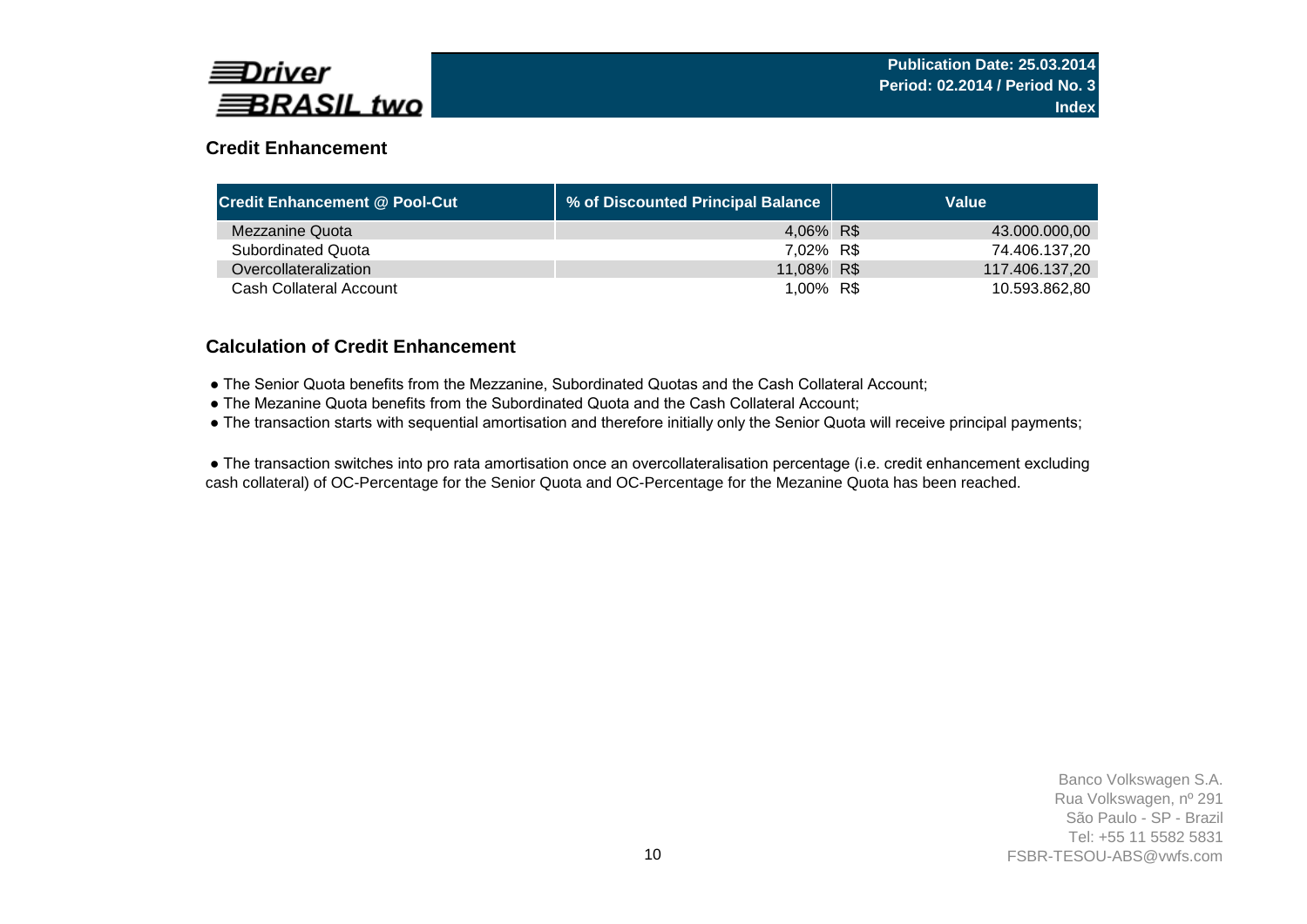## Credit Enhancement

| Credit Enhancement @ Pool-Cut | % of Discounted Principal Balance | Value | |
|---|---|---|---|
| Mezzanine Quota | 4,06% | R$ | 43.000.000,00 |
| Subordinated Quota | 7,02% | R$ | 74.406.137,20 |
| Overcollateralization | 11,08% | R$ | 117.406.137,20 |
| Cash Collateral Account | 1,00% | R$ | 10.593.862,80 |

## Calculation of Credit Enhancement

- The Senior Quota benefits from the Mezzanine, Subordinated Quotas and the Cash Collateral Account;
- The Mezanine Quota benefits from the Subordinated Quota and the Cash Collateral Account;
- The transaction starts with sequential amortisation and therefore initially only the Senior Quota will receive principal payments;

- The transaction switches into pro rata amortisation once an overcollateralisation percentage (i.e. credit enhancement excluding cash collateral) of OC-Percentage for the Senior Quota and OC-Percentage for the Mezanine Quota has been reached.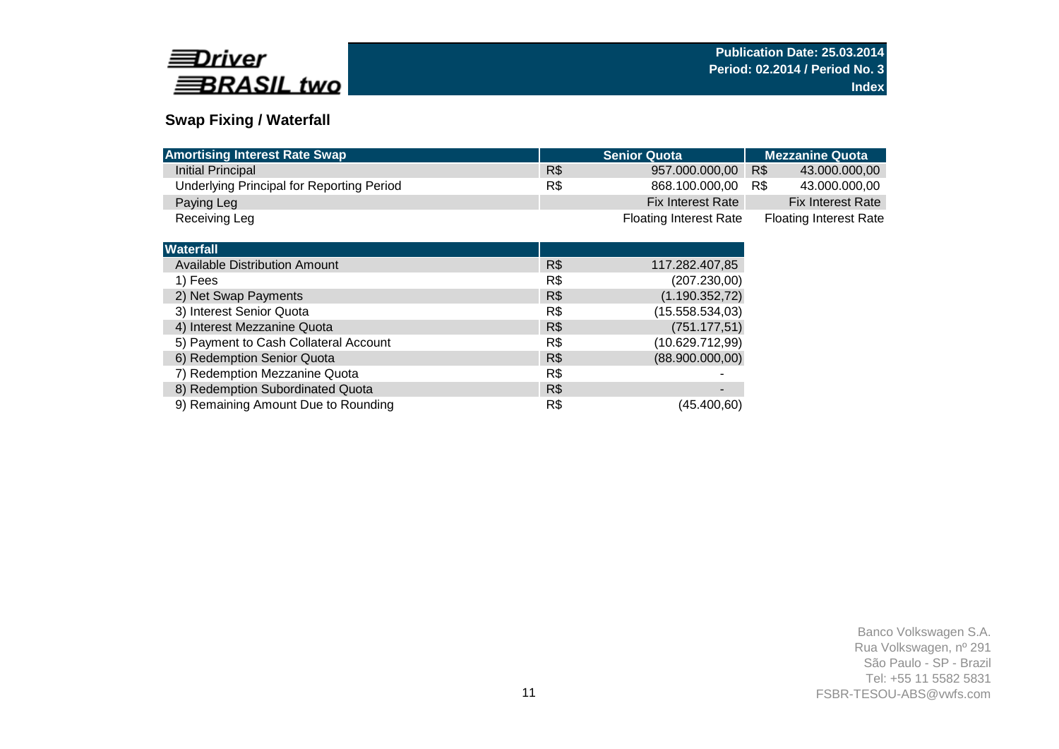## Swap Fixing / Waterfall

| Amortising Interest Rate Swap | Senior Quota | | Mezzanine Quota | |
|---|---|---|---|---|
| Initial Principal | R$ | 957.000.000,00 | R$ | 43.000.000,00 |
| Underlying Principal for Reporting Period | R$ | 868.100.000,00 | R$ | 43.000.000,00 |
| Paying Leg | | Fix Interest Rate | | Fix Interest Rate |
| Receiving Leg | | Floating Interest Rate | | Floating Interest Rate |

| Waterfall | | |
|---|---|---|
| Available Distribution Amount | R$ | 117.282.407,85 |
| 1) Fees | R$ | (207.230,00) |
| 2) Net Swap Payments | R$ | (1.190.352,72) |
| 3) Interest Senior Quota | R$ | (15.558.534,03) |
| 4) Interest Mezzanine Quota | R$ | (751.177,51) |
| 5) Payment to Cash Collateral Account | R$ | (10.629.712,99) |
| 6) Redemption Senior Quota | R$ | (88.900.000,00) |
| 7) Redemption Mezzanine Quota | R$ | - |
| 8) Redemption Subordinated Quota | R$ | - |
| 9) Remaining Amount Due to Rounding | R$ | (45.400,60) |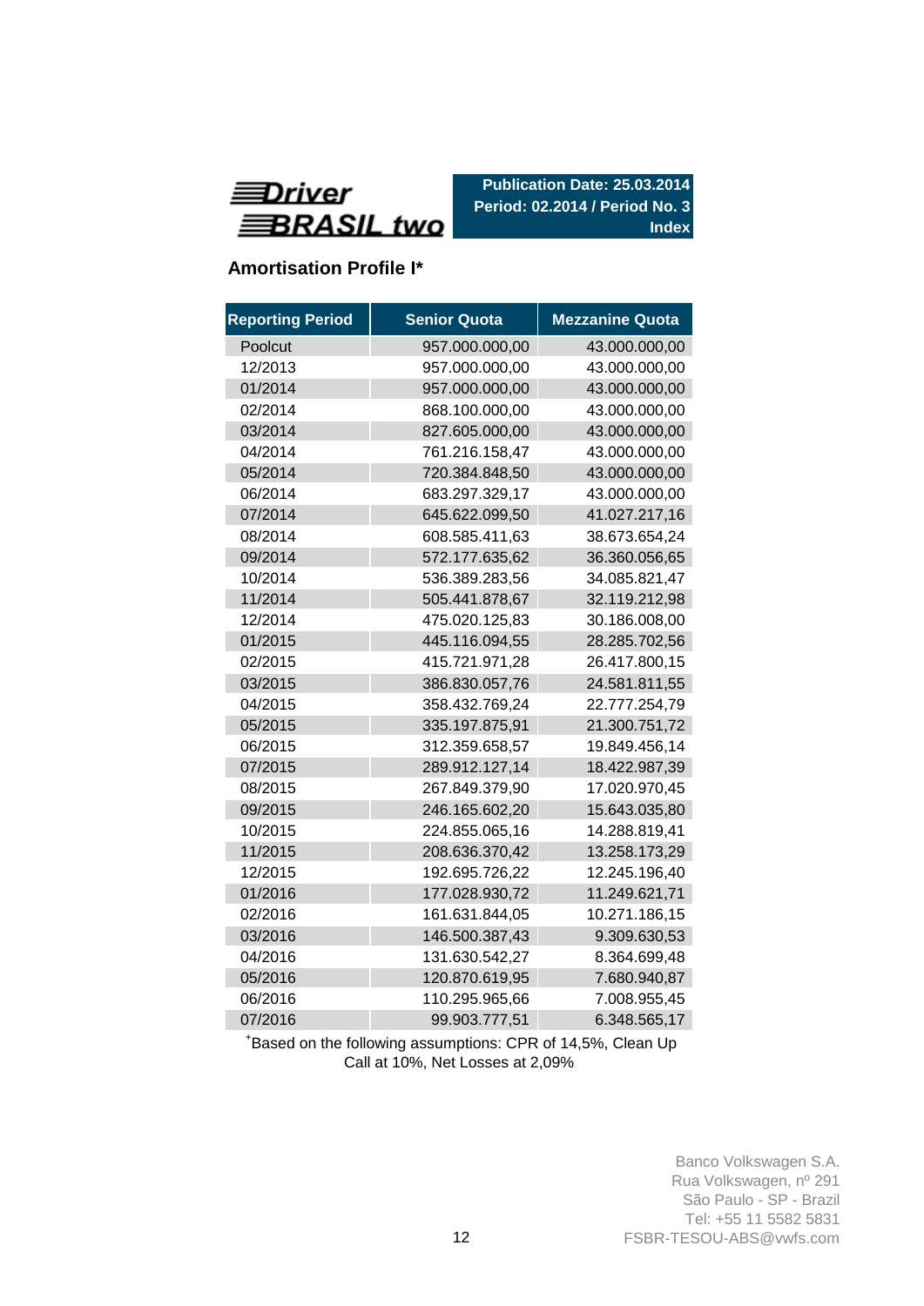Driver BRASIL two

Publication Date: 25.03.2014
Period: 02.2014 / Period No. 3
Index

## Amortisation Profile I*

| Reporting Period | Senior Quota | Mezzanine Quota |
|---|---|---|
| Poolcut | 957.000.000,00 | 43.000.000,00 |
| 12/2013 | 957.000.000,00 | 43.000.000,00 |
| 01/2014 | 957.000.000,00 | 43.000.000,00 |
| 02/2014 | 868.100.000,00 | 43.000.000,00 |
| 03/2014 | 827.605.000,00 | 43.000.000,00 |
| 04/2014 | 761.216.158,47 | 43.000.000,00 |
| 05/2014 | 720.384.848,50 | 43.000.000,00 |
| 06/2014 | 683.297.329,17 | 43.000.000,00 |
| 07/2014 | 645.622.099,50 | 41.027.217,16 |
| 08/2014 | 608.585.411,63 | 38.673.654,24 |
| 09/2014 | 572.177.635,62 | 36.360.056,65 |
| 10/2014 | 536.389.283,56 | 34.085.821,47 |
| 11/2014 | 505.441.878,67 | 32.119.212,98 |
| 12/2014 | 475.020.125,83 | 30.186.008,00 |
| 01/2015 | 445.116.094,55 | 28.285.702,56 |
| 02/2015 | 415.721.971,28 | 26.417.800,15 |
| 03/2015 | 386.830.057,76 | 24.581.811,55 |
| 04/2015 | 358.432.769,24 | 22.777.254,79 |
| 05/2015 | 335.197.875,91 | 21.300.751,72 |
| 06/2015 | 312.359.658,57 | 19.849.456,14 |
| 07/2015 | 289.912.127,14 | 18.422.987,39 |
| 08/2015 | 267.849.379,90 | 17.020.970,45 |
| 09/2015 | 246.165.602,20 | 15.643.035,80 |
| 10/2015 | 224.855.065,16 | 14.288.819,41 |
| 11/2015 | 208.636.370,42 | 13.258.173,29 |
| 12/2015 | 192.695.726,22 | 12.245.196,40 |
| 01/2016 | 177.028.930,72 | 11.249.621,71 |
| 02/2016 | 161.631.844,05 | 10.271.186,15 |
| 03/2016 | 146.500.387,43 | 9.309.630,53 |
| 04/2016 | 131.630.542,27 | 8.364.699,48 |
| 05/2016 | 120.870.619,95 | 7.680.940,87 |
| 06/2016 | 110.295.965,66 | 7.008.955,45 |
| 07/2016 | 99.903.777,51 | 6.348.565,17 |

*Based on the following assumptions: CPR of 14,5%, Clean Up Call at 10%, Net Losses at 2,09%

Banco Volkswagen S.A.
Rua Volkswagen, nº 291
São Paulo - SP - Brazil
Tel: +55 11 5582 5831
FSBR-TESOU-ABS@vwfs.com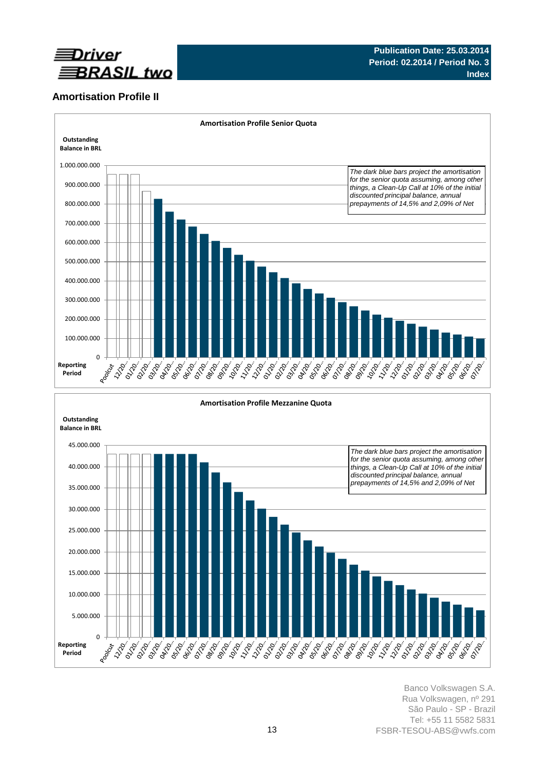Driver BRASIL two

Publication Date: 25.03.2014
Period: 02.2014 / Period No. 3
Index

## Amortisation Profile II

**Amortisation Profile Senior Quota**

**Outstanding Balance in BRL**

1.000.000.000
900.000.000
800.000.000
700.000.000
600.000.000
500.000.000
400.000.000
300.000.000
200.000.000
100.000.000
0

*The dark blue bars project the amortisation for the senior quota assuming, among other things, a Clean-Up Call at 10% of the initial discounted principal balance, annual prepayments of 14,5% and 2,09% of Net*

**Reporting Period**

Poolcut, 12/20.., 01/20.., 02/20.., 03/20.., 04/20.., 05/20.., 06/20.., 07/20.., 08/20.., 09/20.., 10/20.., 11/20.., 12/20.., 01/20.., 02/20.., 03/20.., 04/20.., 05/20.., 06/20.., 07/20.., 08/20.., 09/20.., 10/20.., 11/20.., 12/20.., 01/20.., 02/20.., 03/20.., 04/20.., 05/20.., 06/20.., 07/20..

**Amortisation Profile Mezzanine Quota**

**Outstanding Balance in BRL**

45.000.000
40.000.000
35.000.000
30.000.000
25.000.000
20.000.000
15.000.000
10.000.000
5.000.000
0

*The dark blue bars project the amortisation for the senior quota assuming, among other things, a Clean-Up Call at 10% of the initial discounted principal balance, annual prepayments of 14,5% and 2,09% of Net*

**Reporting Period**

Poolcut, 12/20.., 01/20.., 02/20.., 03/20.., 04/20.., 05/20.., 06/20.., 07/20.., 08/20.., 09/20.., 10/20.., 11/20.., 12/20.., 01/20.., 02/20.., 03/20.., 04/20.., 05/20.., 06/20.., 07/20.., 08/20.., 09/20.., 10/20.., 11/20.., 12/20.., 01/20.., 02/20.., 03/20.., 04/20.., 05/20.., 06/20.., 07/20..

Banco Volkswagen S.A.
Rua Volkswagen, nº 291
São Paulo - SP - Brazil
Tel: +55 11 5582 5831
FSBR-TESOU-ABS@vwfs.com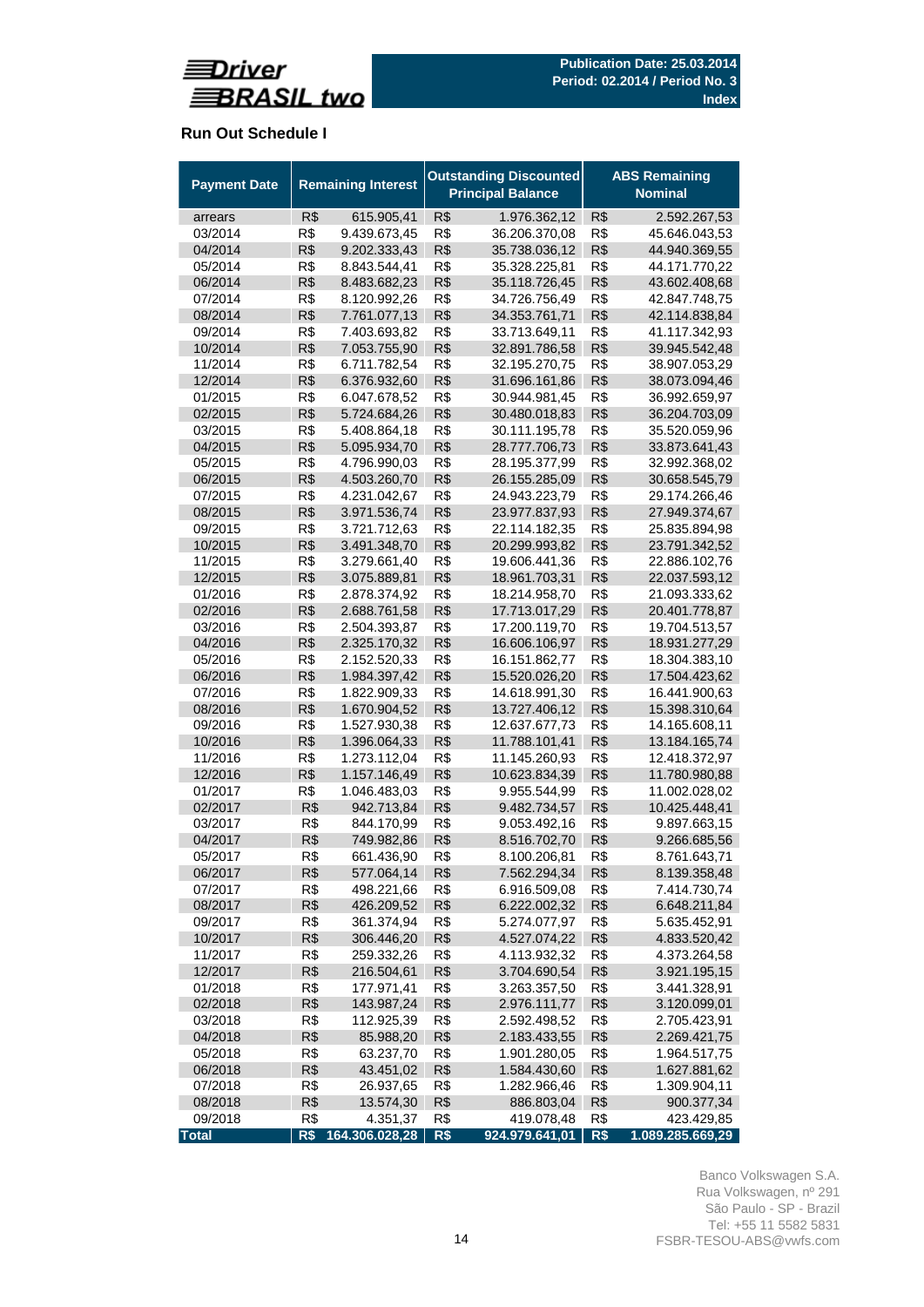Driver BRASIL two

Publication Date: 25.03.2014
Period: 02.2014 / Period No. 3
Index

## Run Out Schedule I

| Payment Date | Remaining Interest | | Outstanding Discounted Principal Balance | | ABS Remaining Nominal | |
|---|---|---|---|---|---|---|
| arrears | R$ | 615.905,41 | R$ | 1.976.362,12 | R$ | 2.592.267,53 |
| 03/2014 | R$ | 9.439.673,45 | R$ | 36.206.370,08 | R$ | 45.646.043,53 |
| 04/2014 | R$ | 9.202.333,43 | R$ | 35.738.036,12 | R$ | 44.940.369,55 |
| 05/2014 | R$ | 8.843.544,41 | R$ | 35.328.225,81 | R$ | 44.171.770,22 |
| 06/2014 | R$ | 8.483.682,23 | R$ | 35.118.726,45 | R$ | 43.602.408,68 |
| 07/2014 | R$ | 8.120.992,26 | R$ | 34.726.756,49 | R$ | 42.847.748,75 |
| 08/2014 | R$ | 7.761.077,13 | R$ | 34.353.761,71 | R$ | 42.114.838,84 |
| 09/2014 | R$ | 7.403.693,82 | R$ | 33.713.649,11 | R$ | 41.117.342,93 |
| 10/2014 | R$ | 7.053.755,90 | R$ | 32.891.786,58 | R$ | 39.945.542,48 |
| 11/2014 | R$ | 6.711.782,54 | R$ | 32.195.270,75 | R$ | 38.907.053,29 |
| 12/2014 | R$ | 6.376.932,60 | R$ | 31.696.161,86 | R$ | 38.073.094,46 |
| 01/2015 | R$ | 6.047.678,52 | R$ | 30.944.981,45 | R$ | 36.992.659,97 |
| 02/2015 | R$ | 5.724.684,26 | R$ | 30.480.018,83 | R$ | 36.204.703,09 |
| 03/2015 | R$ | 5.408.864,18 | R$ | 30.111.195,78 | R$ | 35.520.059,96 |
| 04/2015 | R$ | 5.095.934,70 | R$ | 28.777.706,73 | R$ | 33.873.641,43 |
| 05/2015 | R$ | 4.796.990,03 | R$ | 28.195.377,99 | R$ | 32.992.368,02 |
| 06/2015 | R$ | 4.503.260,70 | R$ | 26.155.285,09 | R$ | 30.658.545,79 |
| 07/2015 | R$ | 4.231.042,67 | R$ | 24.943.223,79 | R$ | 29.174.266,46 |
| 08/2015 | R$ | 3.971.536,74 | R$ | 23.977.837,93 | R$ | 27.949.374,67 |
| 09/2015 | R$ | 3.721.712,63 | R$ | 22.114.182,35 | R$ | 25.835.894,98 |
| 10/2015 | R$ | 3.491.348,70 | R$ | 20.299.993,82 | R$ | 23.791.342,52 |
| 11/2015 | R$ | 3.279.661,40 | R$ | 19.606.441,36 | R$ | 22.886.102,76 |
| 12/2015 | R$ | 3.075.889,81 | R$ | 18.961.703,31 | R$ | 22.037.593,12 |
| 01/2016 | R$ | 2.878.374,92 | R$ | 18.214.958,70 | R$ | 21.093.333,62 |
| 02/2016 | R$ | 2.688.761,58 | R$ | 17.713.017,29 | R$ | 20.401.778,87 |
| 03/2016 | R$ | 2.504.393,87 | R$ | 17.200.119,70 | R$ | 19.704.513,57 |
| 04/2016 | R$ | 2.325.170,32 | R$ | 16.606.106,97 | R$ | 18.931.277,29 |
| 05/2016 | R$ | 2.152.520,33 | R$ | 16.151.862,77 | R$ | 18.304.383,10 |
| 06/2016 | R$ | 1.984.397,42 | R$ | 15.520.026,20 | R$ | 17.504.423,62 |
| 07/2016 | R$ | 1.822.909,33 | R$ | 14.618.991,30 | R$ | 16.441.900,63 |
| 08/2016 | R$ | 1.670.904,52 | R$ | 13.727.406,12 | R$ | 15.398.310,64 |
| 09/2016 | R$ | 1.527.930,38 | R$ | 12.637.677,73 | R$ | 14.165.608,11 |
| 10/2016 | R$ | 1.396.064,33 | R$ | 11.788.101,41 | R$ | 13.184.165,74 |
| 11/2016 | R$ | 1.273.112,04 | R$ | 11.145.260,93 | R$ | 12.418.372,97 |
| 12/2016 | R$ | 1.157.146,49 | R$ | 10.623.834,39 | R$ | 11.780.980,88 |
| 01/2017 | R$ | 1.046.483,03 | R$ | 9.955.544,99 | R$ | 11.002.028,02 |
| 02/2017 | R$ | 942.713,84 | R$ | 9.482.734,57 | R$ | 10.425.448,41 |
| 03/2017 | R$ | 844.170,99 | R$ | 9.053.492,16 | R$ | 9.897.663,15 |
| 04/2017 | R$ | 749.982,86 | R$ | 8.516.702,70 | R$ | 9.266.685,56 |
| 05/2017 | R$ | 661.436,90 | R$ | 8.100.206,81 | R$ | 8.761.643,71 |
| 06/2017 | R$ | 577.064,14 | R$ | 7.562.294,34 | R$ | 8.139.358,48 |
| 07/2017 | R$ | 498.221,66 | R$ | 6.916.509,08 | R$ | 7.414.730,74 |
| 08/2017 | R$ | 426.209,52 | R$ | 6.222.002,32 | R$ | 6.648.211,84 |
| 09/2017 | R$ | 361.374,94 | R$ | 5.274.077,97 | R$ | 5.635.452,91 |
| 10/2017 | R$ | 306.446,20 | R$ | 4.527.074,22 | R$ | 4.833.520,42 |
| 11/2017 | R$ | 259.332,26 | R$ | 4.113.932,32 | R$ | 4.373.264,58 |
| 12/2017 | R$ | 216.504,61 | R$ | 3.704.690,54 | R$ | 3.921.195,15 |
| 01/2018 | R$ | 177.971,41 | R$ | 3.263.357,50 | R$ | 3.441.328,91 |
| 02/2018 | R$ | 143.987,24 | R$ | 2.976.111,77 | R$ | 3.120.099,01 |
| 03/2018 | R$ | 112.925,39 | R$ | 2.592.498,52 | R$ | 2.705.423,91 |
| 04/2018 | R$ | 85.988,20 | R$ | 2.183.433,55 | R$ | 2.269.421,75 |
| 05/2018 | R$ | 63.237,70 | R$ | 1.901.280,05 | R$ | 1.964.517,75 |
| 06/2018 | R$ | 43.451,02 | R$ | 1.584.430,60 | R$ | 1.627.881,62 |
| 07/2018 | R$ | 26.937,65 | R$ | 1.282.966,46 | R$ | 1.309.904,11 |
| 08/2018 | R$ | 13.574,30 | R$ | 886.803,04 | R$ | 900.377,34 |
| 09/2018 | R$ | 4.351,37 | R$ | 419.078,48 | R$ | 423.429,85 |
| **Total** | **R$** | **164.306.028,28** | **R$** | **924.979.641,01** | **R$** | **1.089.285.669,29** |

Banco Volkswagen S.A.
Rua Volkswagen, nº 291
São Paulo - SP - Brazil
Tel: +55 11 5582 5831
FSBR-TESOU-ABS@vwfs.com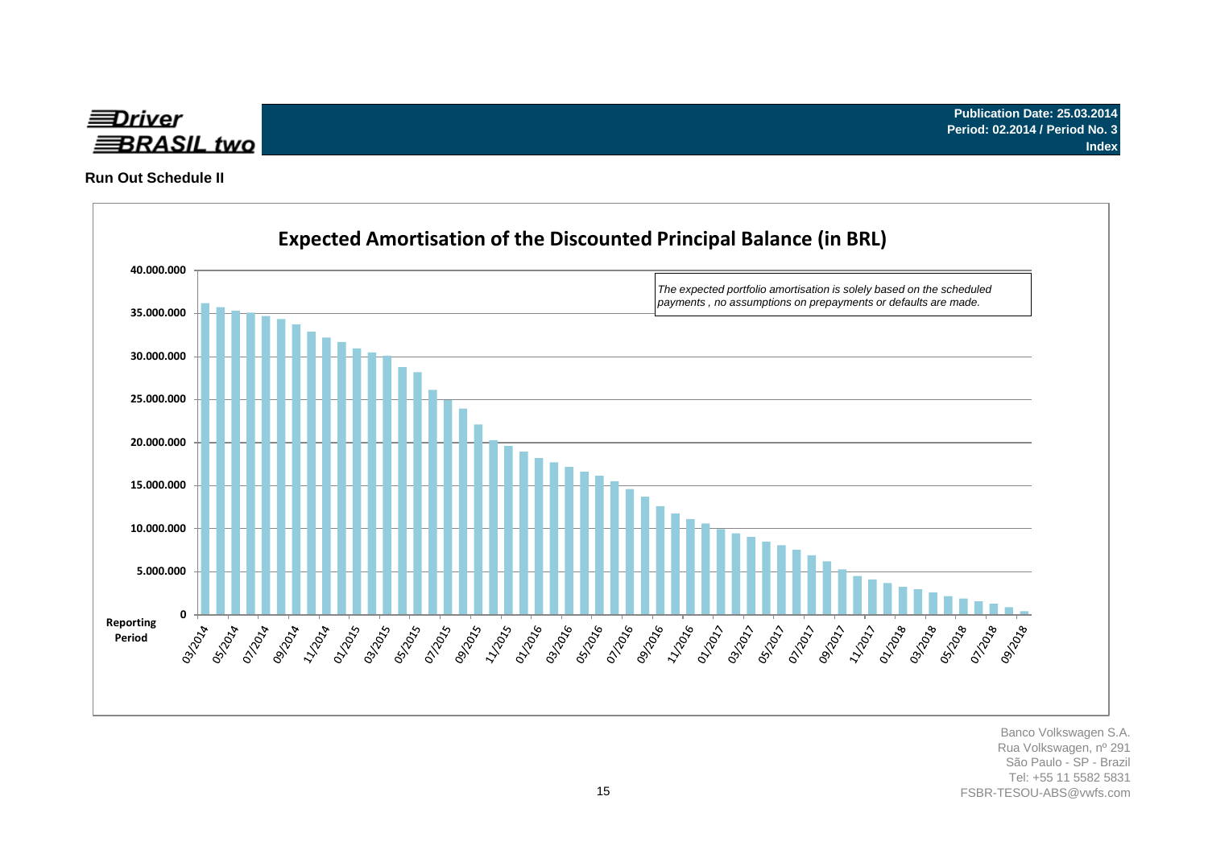Driver BRASIL two

Publication Date: 25.03.2014
Period: 02.2014 / Period No. 3
Index

## Run Out Schedule II

### Expected Amortisation of the Discounted Principal Balance (in BRL)

*The expected portfolio amortisation is solely based on the scheduled payments , no assumptions on prepayments or defaults are made.*

40.000.000
35.000.000
30.000.000
25.000.000
20.000.000
15.000.000
10.000.000
5.000.000
0

Reporting Period

03/2014, 05/2014, 07/2014, 09/2014, 11/2014, 01/2015, 03/2015, 05/2015, 07/2015, 09/2015, 11/2015, 01/2016, 03/2016, 05/2016, 07/2016, 09/2016, 11/2016, 01/2017, 03/2017, 05/2017, 07/2017, 09/2017, 11/2017, 01/2018, 03/2018, 05/2018, 07/2018, 09/2018

Banco Volkswagen S.A.
Rua Volkswagen, nº 291
São Paulo - SP - Brazil
Tel: +55 11 5582 5831
FSBR-TESOU-ABS@vwfs.com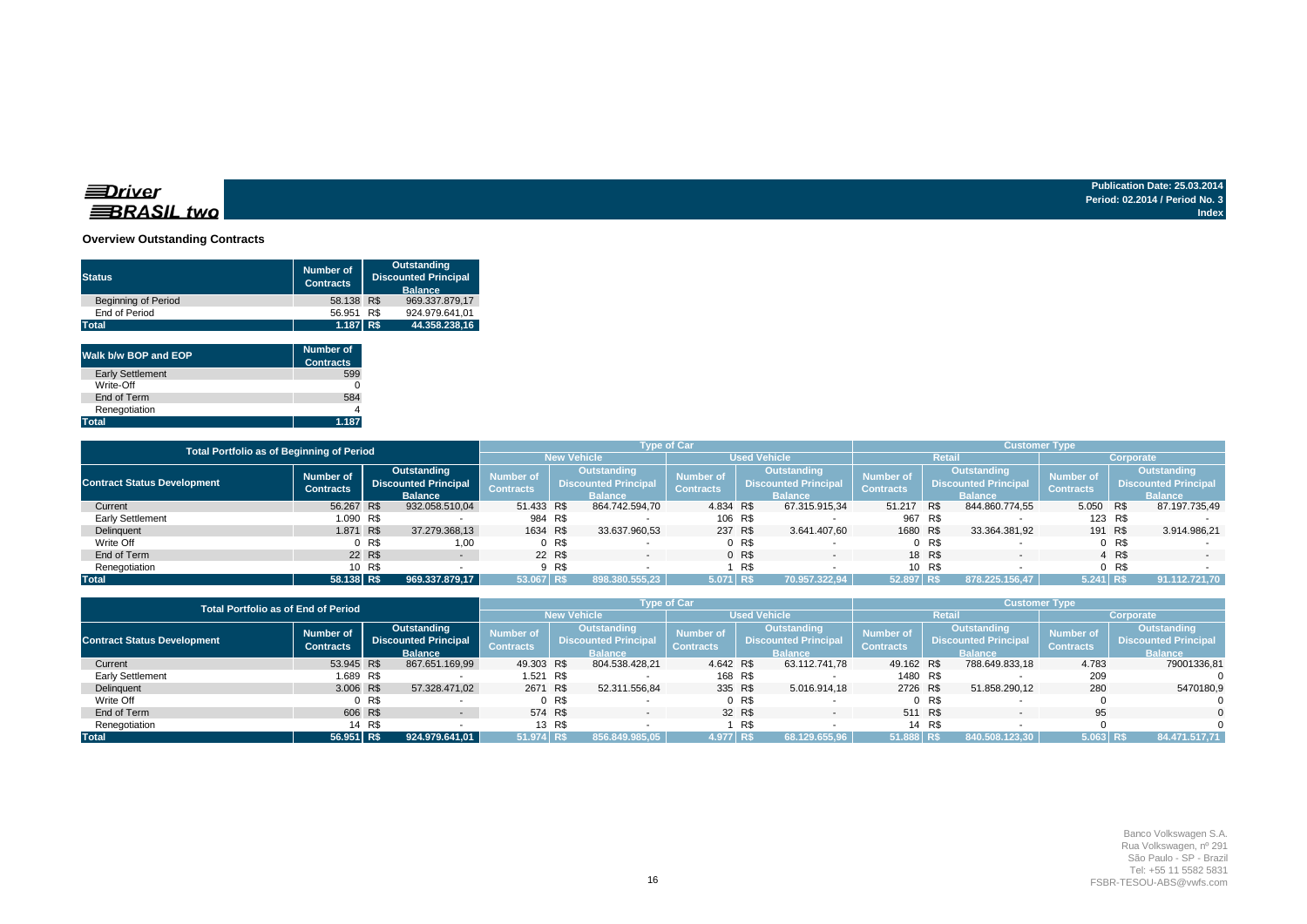Driver BRASIL two

Publication Date: 25.03.2014
Period: 02.2014 / Period No. 3
Index

## Overview Outstanding Contracts

| Status | Number of Contracts | Outstanding Discounted Principal Balance |
|---|---|---|
| Beginning of Period | 58.138 | R$ 969.337.879,17 |
| End of Period | 56.951 | R$ 924.979.641,01 |
| **Total** | **1.187** | **R$ 44.358.238,16** |

| Walk b/w BOP and EOP | Number of Contracts |
|---|---|
| Early Settlement | 599 |
| Write-Off | 0 |
| End of Term | 584 |
| Renegotiation | 4 |
| **Total** | **1.187** |

| Total Portfolio as of Beginning of Period | | | Type of Car | | | | Customer Type | | | |
|---|---|---|---|---|---|---|---|---|---|---|
| | | | New Vehicle | | Used Vehicle | | Retail | | Corporate | |
| Contract Status Development | Number of Contracts | Outstanding Discounted Principal Balance | Number of Contracts | Outstanding Discounted Principal Balance | Number of Contracts | Outstanding Discounted Principal Balance | Number of Contracts | Outstanding Discounted Principal Balance | Number of Contracts | Outstanding Discounted Principal Balance |
| Current | 56.267 | R$ 932.058.510,04 | 51.433 | R$ 864.742.594,70 | 4.834 | R$ 67.315.915,34 | 51.217 | R$ 844.860.774,55 | 5.050 | R$ 87.197.735,49 |
| Early Settlement | 1.090 | R$ - | 984 | R$ - | 106 | R$ - | 967 | R$ - | 123 | R$ - |
| Delinquent | 1.871 | R$ 37.279.368,13 | 1634 | R$ 33.637.960,53 | 237 | R$ 3.641.407,60 | 1680 | R$ 33.364.381,92 | 191 | R$ 3.914.986,21 |
| Write Off | 0 | R$ 1,00 | 0 | R$ - | 0 | R$ - | 0 | R$ - | 0 | R$ - |
| End of Term | 22 | R$ - | 22 | R$ - | 0 | R$ - | 18 | R$ - | 4 | R$ - |
| Renegotiation | 10 | R$ - | 9 | R$ - | 1 | R$ - | 10 | R$ - | 0 | R$ - |
| **Total** | **58.138** | **R$ 969.337.879,17** | **53.067** | **R$ 898.380.555,23** | **5.071** | **R$ 70.957.322,94** | **52.897** | **R$ 878.225.156,47** | **5.241** | **R$ 91.112.721,70** |

| Total Portfolio as of End of Period | | | Type of Car | | | | Customer Type | | | |
|---|---|---|---|---|---|---|---|---|---|---|
| | | | New Vehicle | | Used Vehicle | | Retail | | Corporate | |
| Contract Status Development | Number of Contracts | Outstanding Discounted Principal Balance | Number of Contracts | Outstanding Discounted Principal Balance | Number of Contracts | Outstanding Discounted Principal Balance | Number of Contracts | Outstanding Discounted Principal Balance | Number of Contracts | Outstanding Discounted Principal Balance |
| Current | 53.945 | R$ 867.651.169,99 | 49.303 | R$ 804.538.428,21 | 4.642 | R$ 63.112.741,78 | 49.162 | R$ 788.649.833,18 | 4.783 | 79001336,81 |
| Early Settlement | 1.689 | R$ - | 1.521 | R$ - | 168 | R$ - | 1480 | R$ - | 209 | 0 |
| Delinquent | 3.006 | R$ 57.328.471,02 | 2671 | R$ 52.311.556,84 | 335 | R$ 5.016.914,18 | 2726 | R$ 51.858.290,12 | 280 | 5470180,9 |
| Write Off | 0 | R$ - | 0 | R$ - | 0 | R$ - | 0 | R$ - | 0 | 0 |
| End of Term | 606 | R$ - | 574 | R$ - | 32 | R$ - | 511 | R$ - | 95 | 0 |
| Renegotiation | 14 | R$ - | 13 | R$ - | 1 | R$ - | 14 | R$ - | 0 | 0 |
| **Total** | **56.951** | **R$ 924.979.641,01** | **51.974** | **R$ 856.849.985,05** | **4.977** | **R$ 68.129.655,96** | **51.888** | **R$ 840.508.123,30** | **5.063** | **R$ 84.471.517,71** |

Banco Volkswagen S.A.
Rua Volkswagen, nº 291
São Paulo - SP - Brazil
Tel: +55 11 5582 5831
FSBR-TESOU-ABS@vwfs.com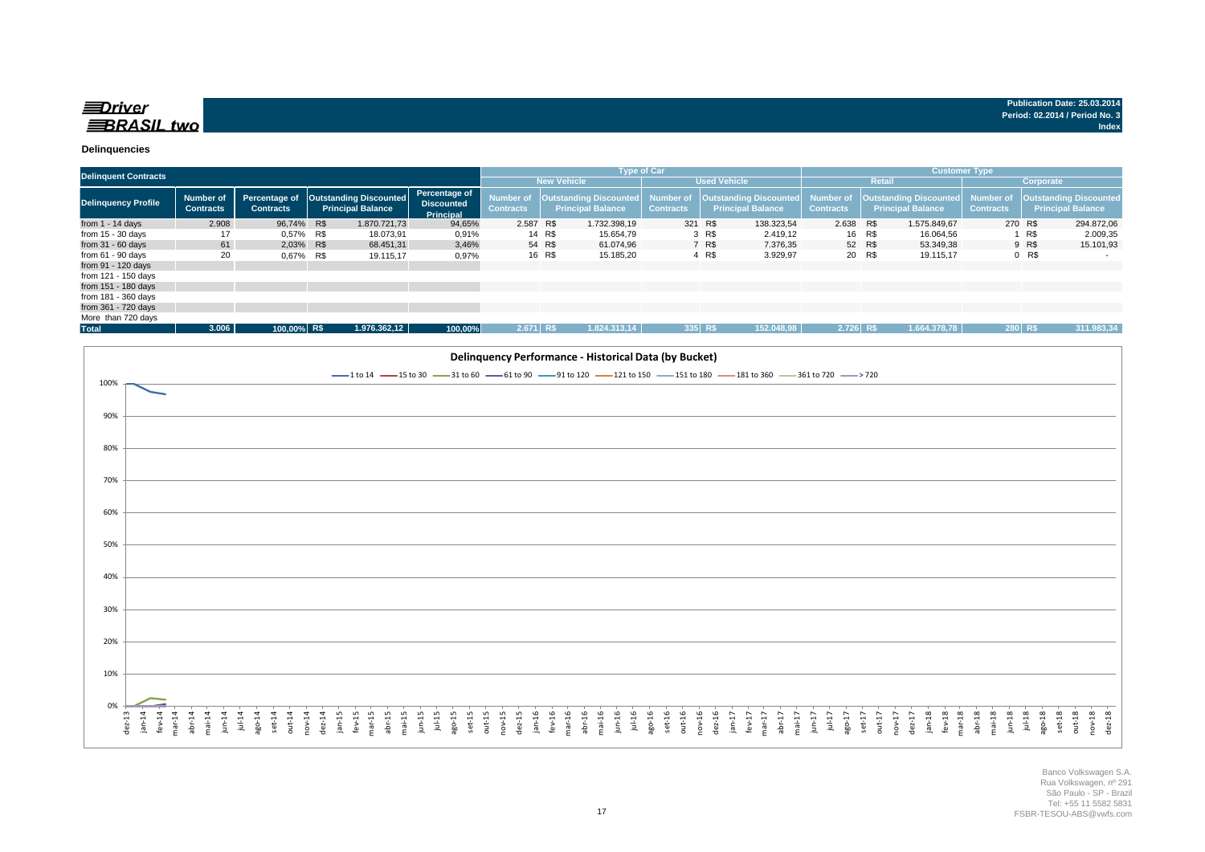**Driver BRASIL two**

**Publication Date: 25.03.2014**
**Period: 02.2014 / Period No. 3**
**Index**

## Delinquencies

| Delinquent Contracts | | | | | Type of Car | | | | Customer Type | | | |
|---|---|---|---|---|---|---|---|---|---|---|---|---|
| | | | | | New Vehicle | | Used Vehicle | | Retail | | Corporate | |
| Delinquency Profile | Number of Contracts | Percentage of Contracts | Outstanding Discounted Principal Balance | Percentage of Discounted Principal | Number of Contracts | Outstanding Discounted Principal Balance | Number of Contracts | Outstanding Discounted Principal Balance | Number of Contracts | Outstanding Discounted Principal Balance | Number of Contracts | Outstanding Discounted Principal Balance |
| from 1 - 14 days | 2.908 | 96,74% | R$ 1.870.721,73 | 94,65% | 2.587 | R$ 1.732.398,19 | 321 | R$ 138.323,54 | 2.638 | R$ 1.575.849,67 | 270 | R$ 294.872,06 |
| from 15 - 30 days | 17 | 0,57% | R$ 18.073,91 | 0,91% | 14 | R$ 15.654,79 | 3 | R$ 2.419,12 | 16 | R$ 16.064,56 | 1 | R$ 2.009,35 |
| from 31 - 60 days | 61 | 2,03% | R$ 68.451,31 | 3,46% | 54 | R$ 61.074,96 | 7 | R$ 7.376,35 | 52 | R$ 53.349,38 | 9 | R$ 15.101,93 |
| from 61 - 90 days | 20 | 0,67% | R$ 19.115,17 | 0,97% | 16 | R$ 15.185,20 | 4 | R$ 3.929,97 | 20 | R$ 19.115,17 | 0 | R$ - |
| from 91 - 120 days | | | | | | | | | | | | |
| from 121 - 150 days | | | | | | | | | | | | |
| from 151 - 180 days | | | | | | | | | | | | |
| from 181 - 360 days | | | | | | | | | | | | |
| from 361 - 720 days | | | | | | | | | | | | |
| More than 720 days | | | | | | | | | | | | |
| **Total** | **3.006** | **100,00%** | **R$ 1.976.362,12** | **100,00%** | **2.671** | **R$ 1.824.313,14** | **335** | **R$ 152.048,98** | **2.726** | **R$ 1.664.378,78** | **280** | **R$ 311.983,34** |

**Delinquency Performance - Historical Data (by Bucket)**

1 to 14, 15 to 30, 31 to 60, 61 to 90, 91 to 120, 121 to 150, 151 to 180, 181 to 360, 361 to 720, > 720

100%, 90%, 80%, 70%, 60%, 50%, 40%, 30%, 20%, 10%, 0%

dez-13, jan-14, fev-14, mar-14, abr-14, mai-14, jun-14, jul-14, ago-14, set-14, out-14, nov-14, dez-14, jan-15, fev-15, mar-15, abr-15, mai-15, jun-15, jul-15, ago-15, set-15, out-15, nov-15, dez-15, jan-16, fev-16, mar-16, abr-16, mai-16, jun-16, jul-16, ago-16, set-16, out-16, nov-16, dez-16, jan-17, fev-17, mar-17, abr-17, mai-17, jun-17, jul-17, ago-17, set-17, out-17, nov-17, dez-17, jan-18, fev-18, mar-18, abr-18, mai-18, jun-18, jul-18, ago-18, set-18, out-18, nov-18, dez-18

Banco Volkswagen S.A.
Rua Volkswagen, nº 291
São Paulo - SP - Brazil
Tel: +55 11 5582 5831
FSBR-TESOU-ABS@vwfs.com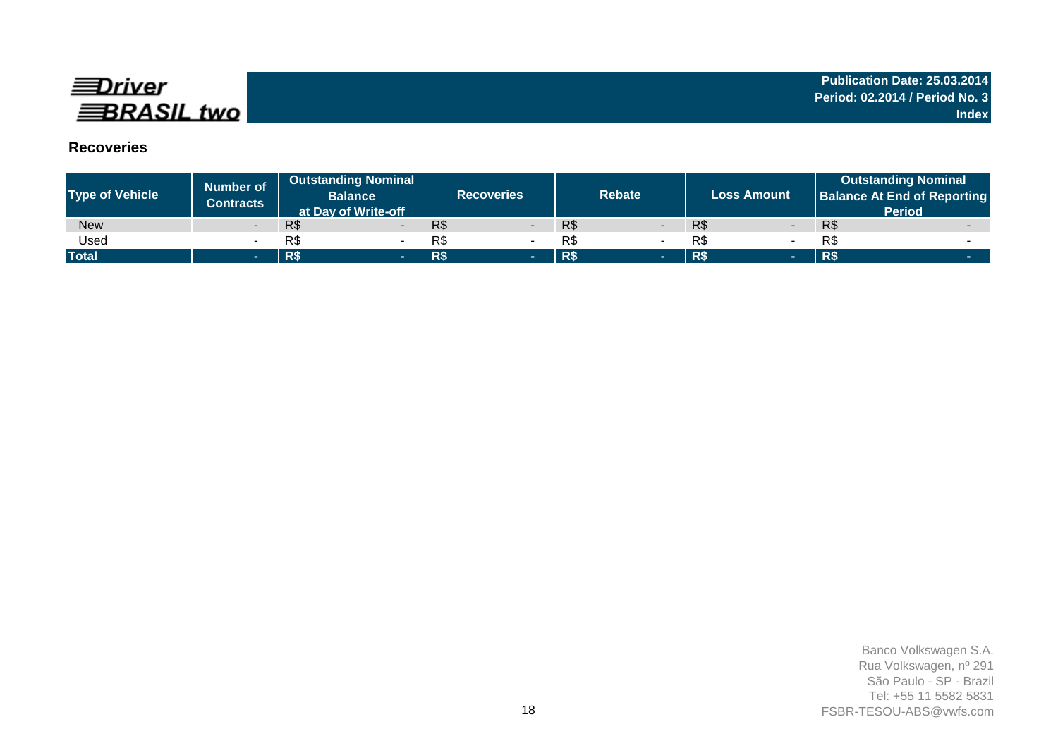Driver BRASIL two

**Publication Date: 25.03.2014**
**Period: 02.2014 / Period No. 3**
**Index**

## Recoveries

| Type of Vehicle | Number of Contracts | Outstanding Nominal Balance at Day of Write-off | Recoveries | Rebate | Loss Amount | Outstanding Nominal Balance At End of Reporting Period |
|---|---|---|---|---|---|---|
| New | - | R$ - | R$ - | R$ - | R$ - | R$ - |
| Used | - | R$ - | R$ - | R$ - | R$ - | R$ - |
| **Total** | **-** | **R$ -** | **R$ -** | **R$ -** | **R$ -** | **R$ -** |

Banco Volkswagen S.A.
Rua Volkswagen, nº 291
São Paulo - SP - Brazil
Tel: +55 11 5582 5831
FSBR-TESOU-ABS@vwfs.com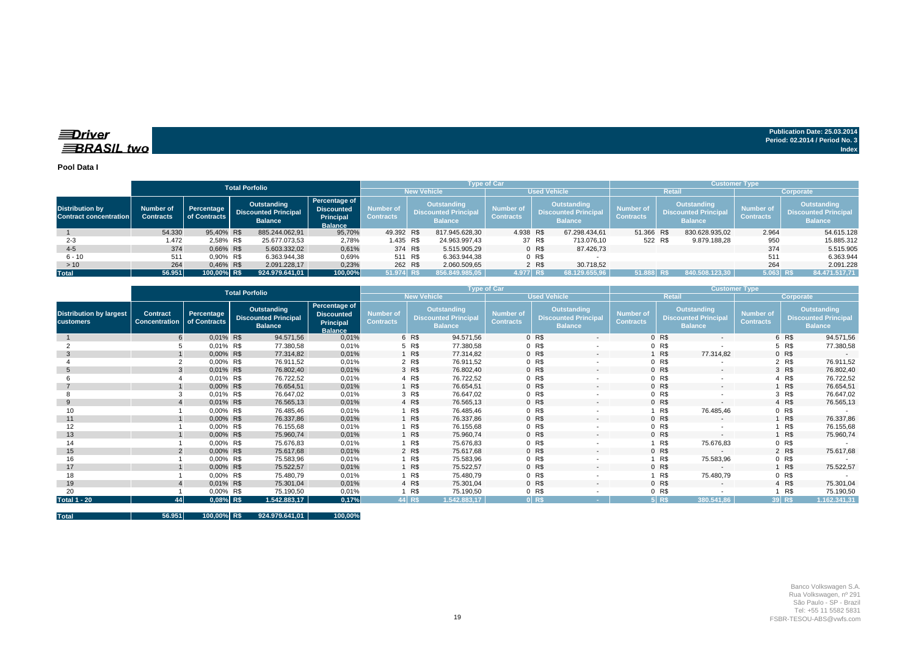**Driver BRASIL two**

**Publication Date: 25.03.2014**
**Period: 02.2014 / Period No. 3**
**Index**

**Pool Data I**

| | Total Porfolio | | | | Type of Car | | | | Customer Type | | | |
|---|---|---|---|---|---|---|---|---|---|---|---|---|
| | | | | | New Vehicle | | Used Vehicle | | Retail | | Corporate | |
| **Distribution by Contract concentration** | **Number of Contracts** | **Percentage of Contracts** | **Outstanding Discounted Principal Balance** | **Percentage of Discounted Principal Balance** | **Number of Contracts** | **Outstanding Discounted Principal Balance** | **Number of Contracts** | **Outstanding Discounted Principal Balance** | **Number of Contracts** | **Outstanding Discounted Principal Balance** | **Number of Contracts** | **Outstanding Discounted Principal Balance** |
| 1 | 54.330 | 95,40% | R$ 885.244.062,91 | 95,70% | 49.392 | R$ 817.945.628,30 | 4.938 | R$ 67.298.434,61 | 51.366 | R$ 830.628.935,02 | 2.964 | 54.615.128 |
| 2-3 | 1.472 | 2,58% | R$ 25.677.073,53 | 2,78% | 1.435 | R$ 24.963.997,43 | 37 | R$ 713.076,10 | 522 | R$ 9.879.188,28 | 950 | 15.885.312 |
| 4-5 | 374 | 0,66% | R$ 5.603.332,02 | 0,61% | 374 | R$ 5.515.905,29 | 0 | R$ 87.426,73 | | | 374 | 5.515.905 |
| 6 - 10 | 511 | 0,90% | R$ 6.363.944,38 | 0,69% | 511 | R$ 6.363.944,38 | 0 | R$ - | | | 511 | 6.363.944 |
| > 10 | 264 | 0,46% | R$ 2.091.228,17 | 0,23% | 262 | R$ 2.060.509,65 | 2 | R$ 30.718,52 | | | 264 | 2.091.228 |
| **Total** | **56.951** | **100,00%** | **R$ 924.979.641,01** | **100,00%** | **51.974** | **R$ 856.849.985,05** | **4.977** | **R$ 68.129.655,96** | **51.888** | **R$ 840.508.123,30** | **5.063** | **R$ 84.471.517,71** |

| | Total Porfolio | | | | Type of Car | | | | Customer Type | | | |
|---|---|---|---|---|---|---|---|---|---|---|---|---|
| | | | | | New Vehicle | | Used Vehicle | | Retail | | Corporate | |
| **Distribution by largest customers** | **Contract Concentration** | **Percentage of Contracts** | **Outstanding Discounted Principal Balance** | **Percentage of Discounted Principal Balance** | **Number of Contracts** | **Outstanding Discounted Principal Balance** | **Number of Contracts** | **Outstanding Discounted Principal Balance** | **Number of Contracts** | **Outstanding Discounted Principal Balance** | **Number of Contracts** | **Outstanding Discounted Principal Balance** |
| 1 | 6 | 0,01% | R$ 94.571,56 | 0,01% | 6 | R$ 94.571,56 | 0 | R$ - | 0 | R$ - | 6 | R$ 94.571,56 |
| 2 | 5 | 0,01% | R$ 77.380,58 | 0,01% | 5 | R$ 77.380,58 | 0 | R$ - | 0 | R$ - | 5 | R$ 77.380,58 |
| 3 | 1 | 0,00% | R$ 77.314,82 | 0,01% | 1 | R$ 77.314,82 | 0 | R$ - | 1 | R$ 77.314,82 | 0 | R$ - |
| 4 | 2 | 0,00% | R$ 76.911,52 | 0,01% | 2 | R$ 76.911,52 | 0 | R$ - | 0 | R$ - | 2 | R$ 76.911,52 |
| 5 | 3 | 0,01% | R$ 76.802,40 | 0,01% | 3 | R$ 76.802,40 | 0 | R$ - | 0 | R$ - | 3 | R$ 76.802,40 |
| 6 | 4 | 0,01% | R$ 76.722,52 | 0,01% | 4 | R$ 76.722,52 | 0 | R$ - | 0 | R$ - | 4 | R$ 76.722,52 |
| 7 | 1 | 0,00% | R$ 76.654,51 | 0,01% | 1 | R$ 76.654,51 | 0 | R$ - | 0 | R$ - | 1 | R$ 76.654,51 |
| 8 | 3 | 0,01% | R$ 76.647,02 | 0,01% | 3 | R$ 76.647,02 | 0 | R$ - | 0 | R$ - | 3 | R$ 76.647,02 |
| 9 | 4 | 0,01% | R$ 76.565,13 | 0,01% | 4 | R$ 76.565,13 | 0 | R$ - | 0 | R$ - | 4 | R$ 76.565,13 |
| 10 | 1 | 0,00% | R$ 76.485,46 | 0,01% | 1 | R$ 76.485,46 | 0 | R$ - | 1 | R$ 76.485,46 | 0 | R$ - |
| 11 | 1 | 0,00% | R$ 76.337,86 | 0,01% | 1 | R$ 76.337,86 | 0 | R$ - | 0 | R$ - | 1 | R$ 76.337,86 |
| 12 | 1 | 0,00% | R$ 76.155,68 | 0,01% | 1 | R$ 76.155,68 | 0 | R$ - | 0 | R$ - | 1 | R$ 76.155,68 |
| 13 | 1 | 0,00% | R$ 75.960,74 | 0,01% | 1 | R$ 75.960,74 | 0 | R$ - | 0 | R$ - | 1 | R$ 75.960,74 |
| 14 | 1 | 0,00% | R$ 75.676,83 | 0,01% | 1 | R$ 75.676,83 | 0 | R$ - | 1 | R$ 75.676,83 | 0 | R$ - |
| 15 | 2 | 0,00% | R$ 75.617,68 | 0,01% | 2 | R$ 75.617,68 | 0 | R$ - | 0 | R$ - | 2 | R$ 75.617,68 |
| 16 | 1 | 0,00% | R$ 75.583,96 | 0,01% | 1 | R$ 75.583,96 | 0 | R$ - | 1 | R$ 75.583,96 | 0 | R$ - |
| 17 | 1 | 0,00% | R$ 75.522,57 | 0,01% | 1 | R$ 75.522,57 | 0 | R$ - | 0 | R$ - | 1 | R$ 75.522,57 |
| 18 | 1 | 0,00% | R$ 75.480,79 | 0,01% | 1 | R$ 75.480,79 | 0 | R$ - | 1 | R$ 75.480,79 | 0 | R$ - |
| 19 | 4 | 0,01% | R$ 75.301,04 | 0,01% | 4 | R$ 75.301,04 | 0 | R$ - | 0 | R$ - | 4 | R$ 75.301,04 |
| 20 | 1 | 0,00% | R$ 75.190,50 | 0,01% | 1 | R$ 75.190,50 | 0 | R$ - | 0 | R$ - | 1 | R$ 75.190,50 |
| **Total 1 - 20** | **44** | **0,08%** | **R$ 1.542.883,17** | **0,17%** | **44** | **R$ 1.542.883,17** | **0** | **R$ -** | **5** | **R$ 380.541,86** | **39** | **R$ 1.162.341,31** |
| **Total** | **56.951** | **100,00%** | **R$ 924.979.641,01** | **100,00%** | | | | | | | | |

Banco Volkswagen S.A.
Rua Volkswagen, nº 291
São Paulo - SP - Brazil
Tel: +55 11 5582 5831
FSBR-TESOU-ABS@vwfs.com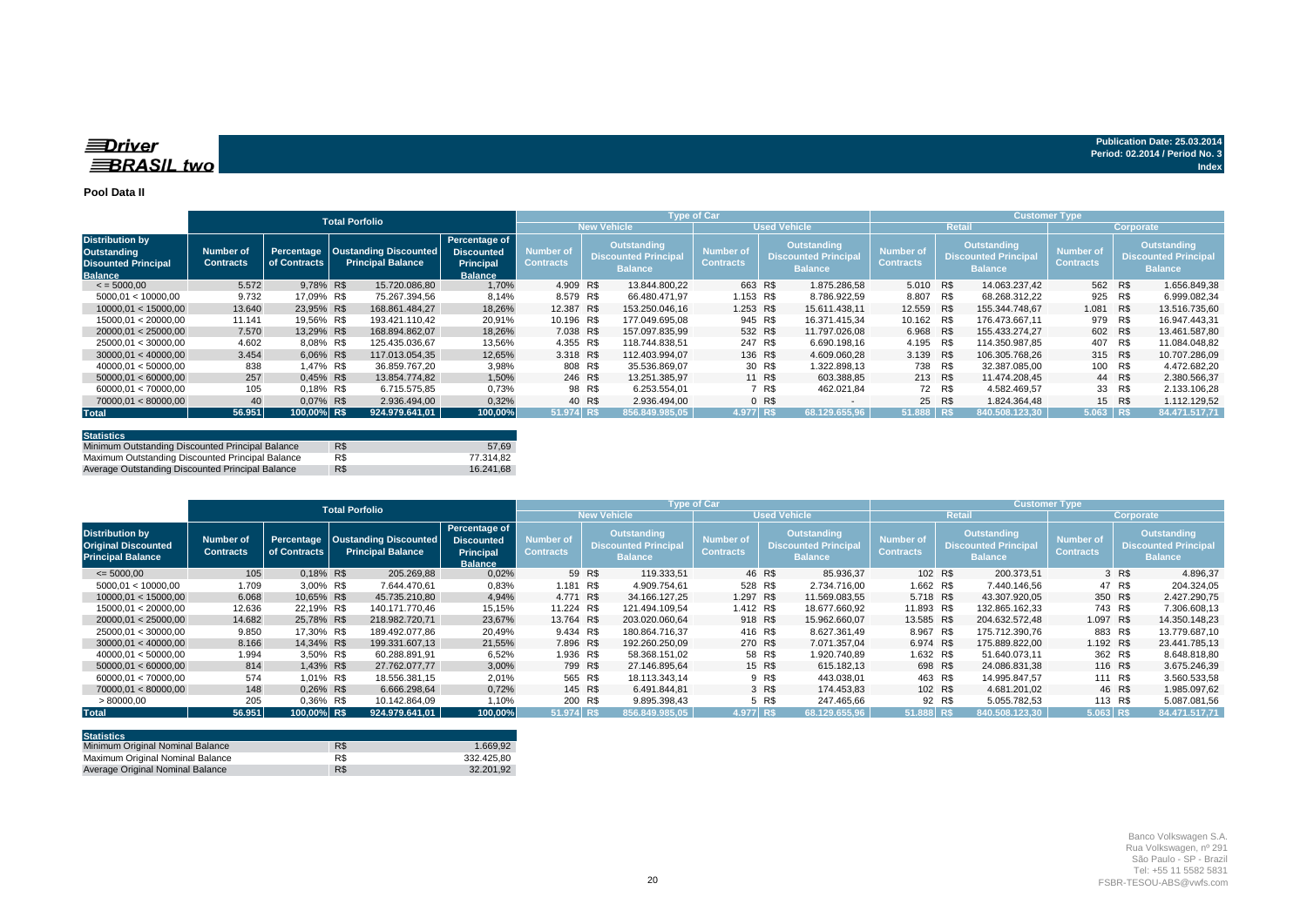**Driver BRASIL two**

**Publication Date: 25.03.2014**
**Period: 02.2014 / Period No. 3**
**Index**

## Pool Data II

| | Total Porfolio | | | | | Type of Car | | | | Customer Type | | | |
|---|---|---|---|---|---|---|---|---|---|---|---|---|---|
| | | | | | | New Vehicle | | Used Vehicle | | Retail | | Corporate | |
| Distribution by Outstanding Discounted Principal Balance | Number of Contracts | Percentage of Contracts | Oustanding Discounted Principal Balance | Percentage of Discounted Principal Balance | Number of Contracts | Outstanding Discounted Principal Balance | Number of Contracts | Outstanding Discounted Principal Balance | Number of Contracts | Outstanding Discounted Principal Balance | Number of Contracts | Outstanding Discounted Principal Balance |
| < = 5000,00 | 5.572 | 9,78% | R$ 15.720.086,80 | 1,70% | 4.909 | R$ 13.844.800,22 | 663 | R$ 1.875.286,58 | 5.010 | R$ 14.063.237,42 | 562 | R$ 1.656.849,38 |
| 5000,01 < 10000,00 | 9.732 | 17,09% | R$ 75.267.394,56 | 8,14% | 8.579 | R$ 66.480.471,97 | 1.153 | R$ 8.786.922,59 | 8.807 | R$ 68.268.312,22 | 925 | R$ 6.999.082,34 |
| 10000,01 < 15000,00 | 13.640 | 23,95% | R$ 168.861.484,27 | 18,26% | 12.387 | R$ 153.250.046,16 | 1.253 | R$ 15.611.438,11 | 12.559 | R$ 155.344.748,67 | 1.081 | R$ 13.516.735,60 |
| 15000,01 < 20000,00 | 11.141 | 19,56% | R$ 193.421.110,42 | 20,91% | 10.196 | R$ 177.049.695,08 | 945 | R$ 16.371.415,34 | 10.162 | R$ 176.473.667,11 | 979 | R$ 16.947.443,31 |
| 20000,01 < 25000,00 | 7.570 | 13,29% | R$ 168.894.862,07 | 18,26% | 7.038 | R$ 157.097.835,99 | 532 | R$ 11.797.026,08 | 6.968 | R$ 155.433.274,27 | 602 | R$ 13.461.587,80 |
| 25000,01 < 30000,00 | 4.602 | 8,08% | R$ 125.435.036,67 | 13,56% | 4.355 | R$ 118.744.838,51 | 247 | R$ 6.690.198,16 | 4.195 | R$ 114.350.987,85 | 407 | R$ 11.084.048,82 |
| 30000,01 < 40000,00 | 3.454 | 6,06% | R$ 117.013.054,35 | 12,65% | 3.318 | R$ 112.403.994,07 | 136 | R$ 4.609.060,28 | 3.139 | R$ 106.305.768,26 | 315 | R$ 10.707.286,09 |
| 40000,01 < 50000,00 | 838 | 1,47% | R$ 36.859.767,20 | 3,98% | 808 | R$ 35.536.869,07 | 30 | R$ 1.322.898,13 | 738 | R$ 32.387.085,00 | 100 | R$ 4.472.682,20 |
| 50000,01 < 60000,00 | 257 | 0,45% | R$ 13.854.774,82 | 1,50% | 246 | R$ 13.251.385,97 | 11 | R$ 603.388,85 | 213 | R$ 11.474.208,45 | 44 | R$ 2.380.566,37 |
| 60000,01 < 70000,00 | 105 | 0,18% | R$ 6.715.575,85 | 0,73% | 98 | R$ 6.253.554,01 | 7 | R$ 462.021,84 | 72 | R$ 4.582.469,57 | 33 | R$ 2.133.106,28 |
| 70000,01 < 80000,00 | 40 | 0,07% | R$ 2.936.494,00 | 0,32% | 40 | R$ 2.936.494,00 | 0 | R$ - | 25 | R$ 1.824.364,48 | 15 | R$ 1.112.129,52 |
| **Total** | **56.951** | **100,00%** | **R$ 924.979.641,01** | **100,00%** | **51.974** | **R$ 856.849.985,05** | **4.977** | **R$ 68.129.655,96** | **51.888** | **R$ 840.508.123,30** | **5.063** | **R$ 84.471.517,71** |

| Statistics | | |
|---|---|---|
| Minimum Outstanding Discounted Principal Balance | R$ | 57,69 |
| Maximum Outstanding Discounted Principal Balance | R$ | 77.314,82 |
| Average Outstanding Discounted Principal Balance | R$ | 16.241,68 |

| | Total Porfolio | | | | | Type of Car | | | | Customer Type | | | |
|---|---|---|---|---|---|---|---|---|---|---|---|---|---|
| | | | | | | New Vehicle | | Used Vehicle | | Retail | | Corporate | |
| Distribution by Original Discounted Principal Balance | Number of Contracts | Percentage of Contracts | Oustanding Discounted Principal Balance | Percentage of Discounted Principal Balance | Number of Contracts | Outstanding Discounted Principal Balance | Number of Contracts | Outstanding Discounted Principal Balance | Number of Contracts | Outstanding Discounted Principal Balance | Number of Contracts | Outstanding Discounted Principal Balance |
| <= 5000,00 | 105 | 0,18% | R$ 205.269,88 | 0,02% | 59 | R$ 119.333,51 | 46 | R$ 85.936,37 | 102 | R$ 200.373,51 | 3 | R$ 4.896,37 |
| 5000,01 < 10000,00 | 1.709 | 3,00% | R$ 7.644.470,61 | 0,83% | 1.181 | R$ 4.909.754,61 | 528 | R$ 2.734.716,00 | 1.662 | R$ 7.440.146,56 | 47 | R$ 204.324,05 |
| 10000,01 < 15000,00 | 6.068 | 10,65% | R$ 45.735.210,80 | 4,94% | 4.771 | R$ 34.166.127,25 | 1.297 | R$ 11.569.083,55 | 5.718 | R$ 43.307.920,05 | 350 | R$ 2.427.290,75 |
| 15000,01 < 20000,00 | 12.636 | 22,19% | R$ 140.171.770,46 | 15,15% | 11.224 | R$ 121.494.109,54 | 1.412 | R$ 18.677.660,92 | 11.893 | R$ 132.865.162,33 | 743 | R$ 7.306.608,13 |
| 20000,01 < 25000,00 | 14.682 | 25,78% | R$ 218.982.720,71 | 23,67% | 13.764 | R$ 203.020.060,64 | 918 | R$ 15.962.660,07 | 13.585 | R$ 204.632.572,48 | 1.097 | R$ 14.350.148,23 |
| 25000,01 < 30000,00 | 9.850 | 17,30% | R$ 189.492.077,86 | 20,49% | 9.434 | R$ 180.864.716,37 | 416 | R$ 8.627.361,49 | 8.967 | R$ 175.712.390,76 | 883 | R$ 13.779.687,10 |
| 30000,01 < 40000,00 | 8.166 | 14,34% | R$ 199.331.607,13 | 21,55% | 7.896 | R$ 192.260.250,09 | 270 | R$ 7.071.357,04 | 6.974 | R$ 175.889.822,00 | 1.192 | R$ 23.441.785,13 |
| 40000,01 < 50000,00 | 1.994 | 3,50% | R$ 60.288.891,91 | 6,52% | 1.936 | R$ 58.368.151,02 | 58 | R$ 1.920.740,89 | 1.632 | R$ 51.640.073,11 | 362 | R$ 8.648.818,80 |
| 50000,01 < 60000,00 | 814 | 1,43% | R$ 27.762.077,77 | 3,00% | 799 | R$ 27.146.895,64 | 15 | R$ 615.182,13 | 698 | R$ 24.086.831,38 | 116 | R$ 3.675.246,39 |
| 60000,01 < 70000,00 | 574 | 1,01% | R$ 18.556.381,15 | 2,01% | 565 | R$ 18.113.343,14 | 9 | R$ 443.038,01 | 463 | R$ 14.995.847,57 | 111 | R$ 3.560.533,58 |
| 70000,01 < 80000,00 | 148 | 0,26% | R$ 6.666.298,64 | 0,72% | 145 | R$ 6.491.844,81 | 3 | R$ 174.453,83 | 102 | R$ 4.681.201,02 | 46 | R$ 1.985.097,62 |
| > 80000,00 | 205 | 0,36% | R$ 10.142.864,09 | 1,10% | 200 | R$ 9.895.398,43 | 5 | R$ 247.465,66 | 92 | R$ 5.055.782,53 | 113 | R$ 5.087.081,56 |
| **Total** | **56.951** | **100,00%** | **R$ 924.979.641,01** | **100,00%** | **51.974** | **R$ 856.849.985,05** | **4.977** | **R$ 68.129.655,96** | **51.888** | **R$ 840.508.123,30** | **5.063** | **R$ 84.471.517,71** |

| Statistics | | |
|---|---|---|
| Minimum Original Nominal Balance | R$ | 1.669,92 |
| Maximum Original Nominal Balance | R$ | 332.425,80 |
| Average Original Nominal Balance | R$ | 32.201,92 |

Banco Volkswagen S.A.
Rua Volkswagen, nº 291
São Paulo - SP - Brazil
Tel: +55 11 5582 5831
FSBR-TESOU-ABS@vwfs.com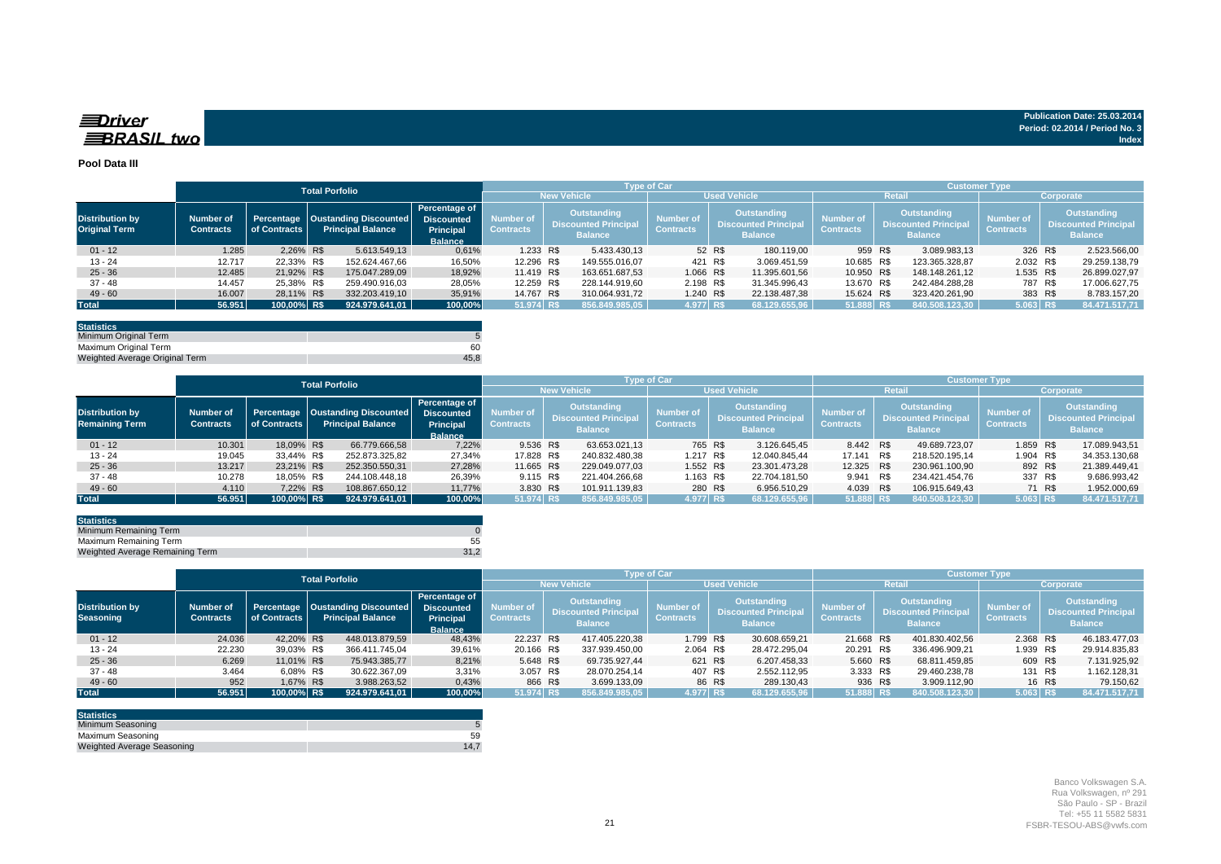**Driver BRASIL two**

**Publication Date: 25.03.2014**
**Period: 02.2014 / Period No. 3**
**Index**

## Pool Data III

| Distribution by Original Term | Total Porfolio | | | | Type of Car | | | | Customer Type | | | |
|---|---|---|---|---|---|---|---|---|---|---|---|---|
| | | | | | New Vehicle | | Used Vehicle | | Retail | | Corporate | |
| | Number of Contracts | Percentage of Contracts | Outstanding Discounted Principal Balance | Percentage of Discounted Principal Balance | Number of Contracts | Outstanding Discounted Principal Balance | Number of Contracts | Outstanding Discounted Principal Balance | Number of Contracts | Outstanding Discounted Principal Balance | Number of Contracts | Outstanding Discounted Principal Balance |
| 01 - 12 | 1.285 | 2,26% | R$ 5.613.549,13 | 0,61% | 1.233 | R$ 5.433.430,13 | 52 | R$ 180.119,00 | 959 | R$ 3.089.983,13 | 326 | R$ 2.523.566,00 |
| 13 - 24 | 12.717 | 22,33% | R$ 152.624.467,66 | 16,50% | 12.296 | R$ 149.555.016,07 | 421 | R$ 3.069.451,59 | 10.685 | R$ 123.365.328,87 | 2.032 | R$ 29.259.138,79 |
| 25 - 36 | 12.485 | 21,92% | R$ 175.047.289,09 | 18,92% | 11.419 | R$ 163.651.687,53 | 1.066 | R$ 11.395.601,56 | 10.950 | R$ 148.148.261,12 | 1.535 | R$ 26.899.027,97 |
| 37 - 48 | 14.457 | 25,38% | R$ 259.490.916,03 | 28,05% | 12.259 | R$ 228.144.919,60 | 2.198 | R$ 31.345.996,43 | 13.670 | R$ 242.484.288,28 | 787 | R$ 17.006.627,75 |
| 49 - 60 | 16.007 | 28,11% | R$ 332.203.419,10 | 35,91% | 14.767 | R$ 310.064.931,72 | 1.240 | R$ 22.138.487,38 | 15.624 | R$ 323.420.261,90 | 383 | R$ 8.783.157,20 |
| **Total** | **56.951** | **100,00%** | **R$ 924.979.641,01** | **100,00%** | **51.974** | **R$ 856.849.985,05** | **4.977** | **R$ 68.129.655,96** | **51.888** | **R$ 840.508.123,30** | **5.063** | **R$ 84.471.517,71** |

| Statistics | |
|---|---|
| Minimum Original Term | 5 |
| Maximum Original Term | 60 |
| Weighted Average Original Term | 45,8 |

| Distribution by Remaining Term | Total Porfolio | | | | Type of Car | | | | Customer Type | | | |
|---|---|---|---|---|---|---|---|---|---|---|---|---|
| | | | | | New Vehicle | | Used Vehicle | | Retail | | Corporate | |
| | Number of Contracts | Percentage of Contracts | Outstanding Discounted Principal Balance | Percentage of Discounted Principal Balance | Number of Contracts | Outstanding Discounted Principal Balance | Number of Contracts | Outstanding Discounted Principal Balance | Number of Contracts | Outstanding Discounted Principal Balance | Number of Contracts | Outstanding Discounted Principal Balance |
| 01 - 12 | 10.301 | 18,09% | R$ 66.779.666,58 | 7,22% | 9.536 | R$ 63.653.021,13 | 765 | R$ 3.126.645,45 | 8.442 | R$ 49.689.723,07 | 1.859 | R$ 17.089.943,51 |
| 13 - 24 | 19.045 | 33,44% | R$ 252.873.325,82 | 27,34% | 17.828 | R$ 240.832.480,38 | 1.217 | R$ 12.040.845,44 | 17.141 | R$ 218.520.195,14 | 1.904 | R$ 34.353.130,68 |
| 25 - 36 | 13.217 | 23,21% | R$ 252.350.550,31 | 27,28% | 11.665 | R$ 229.047.077,03 | 1.552 | R$ 23.301.473,28 | 12.325 | R$ 230.961.100,90 | 892 | R$ 21.389.449,41 |
| 37 - 48 | 10.278 | 18,05% | R$ 244.108.448,18 | 26,39% | 9.115 | R$ 221.404.266,68 | 1.163 | R$ 22.704.181,50 | 9.941 | R$ 234.421.454,76 | 337 | R$ 9.686.993,42 |
| 49 - 60 | 4.110 | 7,22% | R$ 108.867.650,12 | 11,77% | 3.830 | R$ 101.911.139,83 | 280 | R$ 6.956.510,29 | 4.039 | R$ 106.915.649,43 | 71 | R$ 1.952.000,69 |
| **Total** | **56.951** | **100,00%** | **R$ 924.979.641,01** | **100,00%** | **51.974** | **R$ 856.849.985,05** | **4.977** | **R$ 68.129.655,96** | **51.888** | **R$ 840.508.123,30** | **5.063** | **R$ 84.471.517,71** |

| Statistics | |
|---|---|
| Minimum Remaining Term | 0 |
| Maximum Remaining Term | 55 |
| Weighted Average Remaining Term | 31,2 |

| Distribution by Seasoning | Total Porfolio | | | | Type of Car | | | | Customer Type | | | |
|---|---|---|---|---|---|---|---|---|---|---|---|---|
| | | | | | New Vehicle | | Used Vehicle | | Retail | | Corporate | |
| | Number of Contracts | Percentage of Contracts | Outstanding Discounted Principal Balance | Percentage of Discounted Principal Balance | Number of Contracts | Outstanding Discounted Principal Balance | Number of Contracts | Outstanding Discounted Principal Balance | Number of Contracts | Outstanding Discounted Principal Balance | Number of Contracts | Outstanding Discounted Principal Balance |
| 01 - 12 | 24.036 | 42,20% | R$ 448.013.879,59 | 48,43% | 22.237 | R$ 417.405.220,38 | 1.799 | R$ 30.608.659,21 | 21.668 | R$ 401.830.402,56 | 2.368 | R$ 46.183.477,03 |
| 13 - 24 | 22.230 | 39,03% | R$ 366.411.745,04 | 39,61% | 20.166 | R$ 337.939.450,00 | 2.064 | R$ 28.472.295,04 | 20.291 | R$ 336.496.909,21 | 1.939 | R$ 29.914.835,83 |
| 25 - 36 | 6.269 | 11,01% | R$ 75.943.385,77 | 8,21% | 5.648 | R$ 69.735.927,44 | 621 | R$ 6.207.458,33 | 5.660 | R$ 68.811.459,85 | 609 | R$ 7.131.925,92 |
| 37 - 48 | 3.464 | 6,08% | R$ 30.622.367,09 | 3,31% | 3.057 | R$ 28.070.254,14 | 407 | R$ 2.552.112,95 | 3.333 | R$ 29.460.238,78 | 131 | R$ 1.162.128,31 |
| 49 - 60 | 952 | 1,67% | R$ 3.988.263,52 | 0,43% | 866 | R$ 3.699.133,09 | 86 | R$ 289.130,43 | 936 | R$ 3.909.112,90 | 16 | R$ 79.150,62 |
| **Total** | **56.951** | **100,00%** | **R$ 924.979.641,01** | **100,00%** | **51.974** | **R$ 856.849.985,05** | **4.977** | **R$ 68.129.655,96** | **51.888** | **R$ 840.508.123,30** | **5.063** | **R$ 84.471.517,71** |

| Statistics | |
|---|---|
| Minimum Seasoning | 5 |
| Maximum Seasoning | 59 |
| Weighted Average Seasoning | 14,7 |

Banco Volkswagen S.A.
Rua Volkswagen, nº 291
São Paulo - SP - Brazil
Tel: +55 11 5582 5831
FSBR-TESOU-ABS@vwfs.com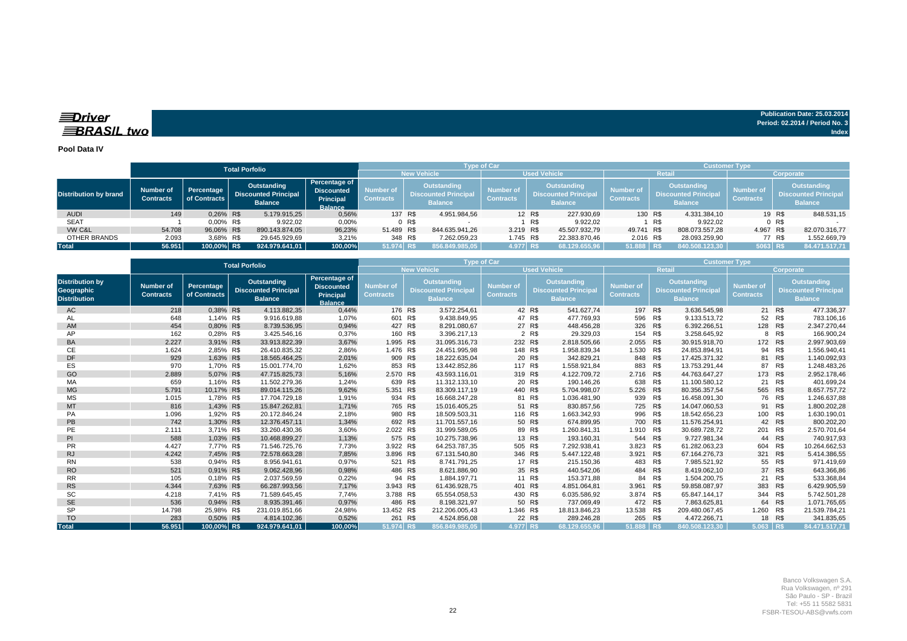**Driver BRASIL two**

Publication Date: 25.03.2014
Period: 02.2014 / Period No. 3
Index

**Pool Data IV**

| | Total Porfolio | | | | Type of Car | | | | Customer Type | | | |
|---|---|---|---|---|---|---|---|---|---|---|---|---|
| | | | | | New Vehicle | | Used Vehicle | | Retail | | Corporate | |
| Distribution by brand | Number of Contracts | Percentage of Contracts | Outstanding Discounted Principal Balance | Percentage of Discounted Principal Balance | Number of Contracts | Outstanding Discounted Principal Balance | Number of Contracts | Outstanding Discounted Principal Balance | Number of Contracts | Outstanding Discounted Principal Balance | Number of Contracts | Outstanding Discounted Principal Balance |
| AUDI | 149 | 0,26% | R$ 5.179.915,25 | 0,56% | 137 | R$ 4.951.984,56 | 12 | R$ 227.930,69 | 130 | R$ 4.331.384,10 | 19 | R$ 848.531,15 |
| SEAT | 1 | 0,00% | R$ 9.922,02 | 0,00% | 0 | R$ - | 1 | R$ 9.922,02 | 1 | R$ 9.922,02 | 0 | R$ - |
| VW C&L | 54.708 | 96,06% | R$ 890.143.874,05 | 96,23% | 51.489 | R$ 844.635.941,26 | 3.219 | R$ 45.507.932,79 | 49.741 | R$ 808.073.557,28 | 4.967 | R$ 82.070.316,77 |
| OTHER BRANDS | 2.093 | 3,68% | R$ 29.645.929,69 | 3,21% | 348 | R$ 7.262.059,23 | 1.745 | R$ 22.383.870,46 | 2.016 | R$ 28.093.259,90 | 77 | R$ 1.552.669,79 |
| **Total** | **56.951** | **100,00%** | **R$ 924.979.641,01** | **100,00%** | **51.974** | **R$ 856.849.985,05** | **4.977** | **R$ 68.129.655,96** | **51.888** | **R$ 840.508.123,30** | **5063** | **R$ 84.471.517,71** |

| | Total Porfolio | | | | Type of Car | | | | Customer Type | | | |
|---|---|---|---|---|---|---|---|---|---|---|---|---|
| | | | | | New Vehicle | | Used Vehicle | | Retail | | Corporate | |
| Distribution by Geographic Distribution | Number of Contracts | Percentage of Contracts | Outstanding Discounted Principal Balance | Percentage of Discounted Principal Balance | Number of Contracts | Outstanding Discounted Principal Balance | Number of Contracts | Outstanding Discounted Principal Balance | Number of Contracts | Outstanding Discounted Principal Balance | Number of Contracts | Outstanding Discounted Principal Balance |
| AC | 218 | 0,38% | R$ 4.113.882,35 | 0,44% | 176 | R$ 3.572.254,61 | 42 | R$ 541.627,74 | 197 | R$ 3.636.545,98 | 21 | R$ 477.336,37 |
| AL | 648 | 1,14% | R$ 9.916.619,88 | 1,07% | 601 | R$ 9.438.849,95 | 47 | R$ 477.769,93 | 596 | R$ 9.133.513,72 | 52 | R$ 783.106,16 |
| AM | 454 | 0,80% | R$ 8.739.536,95 | 0,94% | 427 | R$ 8.291.080,67 | 27 | R$ 448.456,28 | 326 | R$ 6.392.266,51 | 128 | R$ 2.347.270,44 |
| AP | 162 | 0,28% | R$ 3.425.546,16 | 0,37% | 160 | R$ 3.396.217,13 | 2 | R$ 29.329,03 | 154 | R$ 3.258.645,92 | 8 | R$ 166.900,24 |
| BA | 2.227 | 3,91% | R$ 33.913.822,39 | 3,67% | 1.995 | R$ 31.095.316,73 | 232 | R$ 2.818.505,66 | 2.055 | R$ 30.915.918,70 | 172 | R$ 2.997.903,69 |
| CE | 1.624 | 2,85% | R$ 26.410.835,32 | 2,86% | 1.476 | R$ 24.451.995,98 | 148 | R$ 1.958.839,34 | 1.530 | R$ 24.853.894,91 | 94 | R$ 1.556.940,41 |
| DF | 929 | 1,63% | R$ 18.565.464,25 | 2,01% | 909 | R$ 18.222.635,04 | 20 | R$ 342.829,21 | 848 | R$ 17.425.371,32 | 81 | R$ 1.140.092,93 |
| ES | 970 | 1,70% | R$ 15.001.774,70 | 1,62% | 853 | R$ 13.442.852,86 | 117 | R$ 1.558.921,84 | 883 | R$ 13.753.291,44 | 87 | R$ 1.248.483,26 |
| GO | 2.889 | 5,07% | R$ 47.715.825,73 | 5,16% | 2.570 | R$ 43.593.116,01 | 319 | R$ 4.122.709,72 | 2.716 | R$ 44.763.647,27 | 173 | R$ 2.952.178,46 |
| MA | 659 | 1,16% | R$ 11.502.279,36 | 1,24% | 639 | R$ 11.312.133,10 | 20 | R$ 190.146,26 | 638 | R$ 11.100.580,12 | 21 | R$ 401.699,24 |
| MG | 5.791 | 10,17% | R$ 89.014.115,26 | 9,62% | 5.351 | R$ 83.309.117,19 | 440 | R$ 5.704.998,07 | 5.226 | R$ 80.356.357,54 | 565 | R$ 8.657.757,72 |
| MS | 1.015 | 1,78% | R$ 17.704.729,18 | 1,91% | 934 | R$ 16.668.247,28 | 81 | R$ 1.036.481,90 | 939 | R$ 16.458.091,30 | 76 | R$ 1.246.637,88 |
| MT | 816 | 1,43% | R$ 15.847.262,81 | 1,71% | 765 | R$ 15.016.405,25 | 51 | R$ 830.857,56 | 725 | R$ 14.047.060,53 | 91 | R$ 1.800.202,28 |
| PA | 1.096 | 1,92% | R$ 20.172.846,24 | 2,18% | 980 | R$ 18.509.503,31 | 116 | R$ 1.663.342,93 | 996 | R$ 18.542.656,23 | 100 | R$ 1.630.190,01 |
| PB | 742 | 1,30% | R$ 12.376.457,11 | 1,34% | 692 | R$ 11.701.557,16 | 50 | R$ 674.899,95 | 700 | R$ 11.576.254,91 | 42 | R$ 800.202,20 |
| PE | 2.111 | 3,71% | R$ 33.260.430,36 | 3,60% | 2.022 | R$ 31.999.589,05 | 89 | R$ 1.260.841,31 | 1.910 | R$ 30.689.728,72 | 201 | R$ 2.570.701,64 |
| PI | 588 | 1,03% | R$ 10.468.899,27 | 1,13% | 575 | R$ 10.275.738,96 | 13 | R$ 193.160,31 | 544 | R$ 9.727.981,34 | 44 | R$ 740.917,93 |
| PR | 4.427 | 7,77% | R$ 71.546.725,76 | 7,73% | 3.922 | R$ 64.253.787,35 | 505 | R$ 7.292.938,41 | 3.823 | R$ 61.282.063,23 | 604 | R$ 10.264.662,53 |
| RJ | 4.242 | 7,45% | R$ 72.578.663,28 | 7,85% | 3.896 | R$ 67.131.540,80 | 346 | R$ 5.447.122,48 | 3.921 | R$ 67.164.276,73 | 321 | R$ 5.414.386,55 |
| RN | 538 | 0,94% | R$ 8.956.941,61 | 0,97% | 521 | R$ 8.741.791,25 | 17 | R$ 215.150,36 | 483 | R$ 7.985.521,92 | 55 | R$ 971.419,69 |
| RO | 521 | 0,91% | R$ 9.062.428,96 | 0,98% | 486 | R$ 8.621.886,90 | 35 | R$ 440.542,06 | 484 | R$ 8.419.062,10 | 37 | R$ 643.366,86 |
| RR | 105 | 0,18% | R$ 2.037.569,59 | 0,22% | 94 | R$ 1.884.197,71 | 11 | R$ 153.371,88 | 84 | R$ 1.504.200,75 | 21 | R$ 533.368,84 |
| RS | 4.344 | 7,63% | R$ 66.287.993,56 | 7,17% | 3.943 | R$ 61.436.928,75 | 401 | R$ 4.851.064,81 | 3.961 | R$ 59.858.087,97 | 383 | R$ 6.429.905,59 |
| SC | 4.218 | 7,41% | R$ 71.589.645,45 | 7,74% | 3.788 | R$ 65.554.058,53 | 430 | R$ 6.035.586,92 | 3.874 | R$ 65.847.144,17 | 344 | R$ 5.742.501,28 |
| SE | 536 | 0,94% | R$ 8.935.391,46 | 0,97% | 486 | R$ 8.198.321,97 | 50 | R$ 737.069,49 | 472 | R$ 7.863.625,81 | 64 | R$ 1.071.765,65 |
| SP | 14.798 | 25,98% | R$ 231.019.851,66 | 24,98% | 13.452 | R$ 212.206.005,43 | 1.346 | R$ 18.813.846,23 | 13.538 | R$ 209.480.067,45 | 1.260 | R$ 21.539.784,21 |
| TO | 283 | 0,50% | R$ 4.814.102,36 | 0,52% | 261 | R$ 4.524.856,08 | 22 | R$ 289.246,28 | 265 | R$ 4.472.266,71 | 18 | R$ 341.835,65 |
| **Total** | **56.951** | **100,00%** | **R$ 924.979.641,01** | **100,00%** | **51.974** | **R$ 856.849.985,05** | **4.977** | **R$ 68.129.655,96** | **51.888** | **R$ 840.508.123,30** | **5.063** | **R$ 84.471.517,71** |

Banco Volkswagen S.A.
Rua Volkswagen, nº 291
São Paulo - SP - Brazil
Tel: +55 11 5582 5831
FSBR-TESOU-ABS@vwfs.com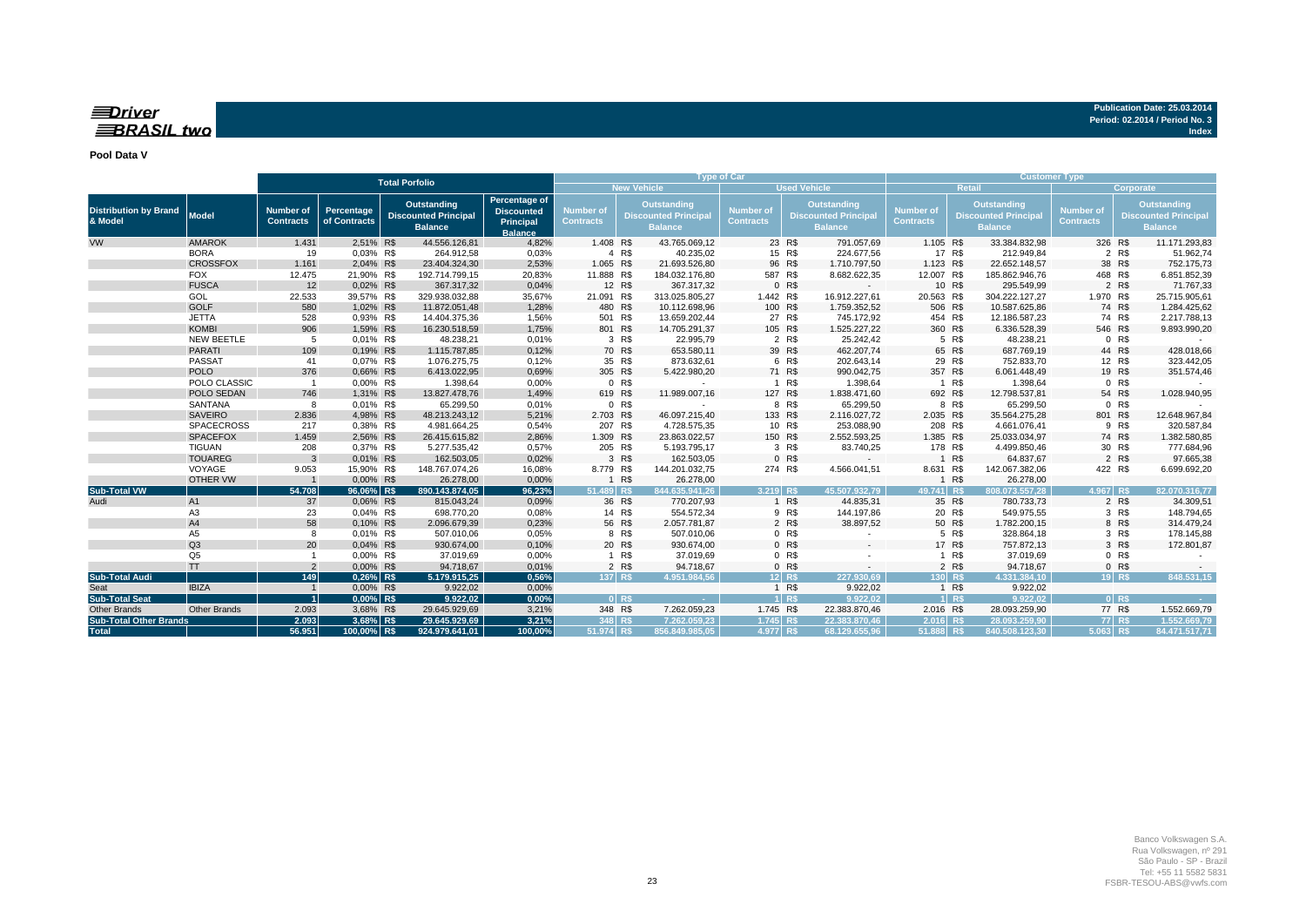**Driver BRASIL two**

**Publication Date: 25.03.2014**
**Period: 02.2014 / Period No. 3**
**Index**

**Pool Data V**

| | | Total Porfolio | | | | Type of Car | | | | Customer Type | | | |
|---|---|---|---|---|---|---|---|---|---|---|---|---|---|
| | | | | | | New Vehicle | | Used Vehicle | | Retail | | Corporate | |
| Distribution by Brand & Model | Model | Number of Contracts | Percentage of Contracts | Outstanding Discounted Principal Balance | Percentage of Discounted Principal Balance | Number of Contracts | Outstanding Discounted Principal Balance | Number of Contracts | Outstanding Discounted Principal Balance | Number of Contracts | Outstanding Discounted Principal Balance | Number of Contracts | Outstanding Discounted Principal Balance |
| VW | AMAROK | 1.431 | 2,51% | R$ 44.556.126,81 | 4,82% | 1.408 | R$ 43.765.069,12 | 23 | R$ 791.057,69 | 1.105 | R$ 33.384.832,98 | 326 | R$ 11.171.293,83 |
| | BORA | 19 | 0,03% | R$ 264.912,58 | 0,03% | 4 | R$ 40.235,02 | 15 | R$ 224.677,56 | 17 | R$ 212.949,84 | 2 | R$ 51.962,74 |
| | CROSSFOX | 1.161 | 2,04% | R$ 23.404.324,30 | 2,53% | 1.065 | R$ 21.693.526,80 | 96 | R$ 1.710.797,50 | 1.123 | R$ 22.652.148,57 | 38 | R$ 752.175,73 |
| | FOX | 12.475 | 21,90% | R$ 192.714.799,15 | 20,83% | 11.888 | R$ 184.032.176,80 | 587 | R$ 8.682.622,35 | 12.007 | R$ 185.862.946,76 | 468 | R$ 6.851.852,39 |
| | FUSCA | 12 | 0,02% | R$ 367.317,32 | 0,04% | 12 | R$ 367.317,32 | 0 | R$ - | 10 | R$ 295.549,99 | 2 | R$ 71.767,33 |
| | GOL | 22.533 | 39,57% | R$ 329.938.032,88 | 35,67% | 21.091 | R$ 313.025.805,27 | 1.442 | R$ 16.912.227,61 | 20.563 | R$ 304.222.127,27 | 1.970 | R$ 25.715.905,61 |
| | GOLF | 580 | 1,02% | R$ 11.872.051,48 | 1,28% | 480 | R$ 10.112.698,96 | 100 | R$ 1.759.352,52 | 506 | R$ 10.587.625,86 | 74 | R$ 1.284.425,62 |
| | JETTA | 528 | 0,93% | R$ 14.404.375,36 | 1,56% | 501 | R$ 13.659.202,44 | 27 | R$ 745.172,92 | 454 | R$ 12.186.587,23 | 74 | R$ 2.217.788,13 |
| | KOMBI | 906 | 1,59% | R$ 16.230.518,59 | 1,75% | 801 | R$ 14.705.291,37 | 105 | R$ 1.525.227,22 | 360 | R$ 6.336.528,39 | 546 | R$ 9.893.990,20 |
| | NEW BEETLE | 5 | 0,01% | R$ 48.238,21 | 0,01% | 3 | R$ 22.995,79 | 2 | R$ 25.242,42 | 5 | R$ 48.238,21 | 0 | R$ - |
| | PARATI | 109 | 0,19% | R$ 1.115.787,85 | 0,12% | 70 | R$ 653.580,11 | 39 | R$ 462.207,74 | 65 | R$ 687.769,19 | 44 | R$ 428.018,66 |
| | PASSAT | 41 | 0,07% | R$ 1.076.275,75 | 0,12% | 35 | R$ 873.632,61 | 6 | R$ 202.643,14 | 29 | R$ 752.833,70 | 12 | R$ 323.442,05 |
| | POLO | 376 | 0,66% | R$ 6.413.022,95 | 0,69% | 305 | R$ 5.422.980,20 | 71 | R$ 990.042,75 | 357 | R$ 6.061.448,49 | 19 | R$ 351.574,46 |
| | POLO CLASSIC | 1 | 0,00% | R$ 1.398,64 | 0,00% | 0 | R$ - | 1 | R$ 1.398,64 | 1 | R$ 1.398,64 | 0 | R$ - |
| | POLO SEDAN | 746 | 1,31% | R$ 13.827.477,76 | 1,49% | 619 | R$ 11.989.007,16 | 127 | R$ 1.838.471,60 | 692 | R$ 12.798.537,81 | 54 | R$ 1.028.940,95 |
| | SANTANA | 8 | 0,01% | R$ 65.299,50 | 0,01% | 0 | R$ - | 8 | R$ 65.299,50 | 8 | R$ 65.299,50 | 0 | R$ - |
| | SAVEIRO | 2.836 | 4,98% | R$ 48.213.243,12 | 5,21% | 2.703 | R$ 46.097.215,40 | 133 | R$ 2.116.027,72 | 2.035 | R$ 35.564.275,28 | 801 | R$ 12.648.967,84 |
| | SPACECROSS | 217 | 0,38% | R$ 4.981.664,25 | 0,54% | 207 | R$ 4.728.575,35 | 10 | R$ 253.088,90 | 208 | R$ 4.661.076,41 | 9 | R$ 320.587,84 |
| | SPACEFOX | 1.459 | 2,56% | R$ 26.415.615,82 | 2,86% | 1.309 | R$ 23.863.022,57 | 150 | R$ 2.552.593,25 | 1.385 | R$ 25.033.034,97 | 74 | R$ 1.382.580,85 |
| | TIGUAN | 208 | 0,37% | R$ 5.277.535,42 | 0,57% | 205 | R$ 5.193.795,17 | 3 | R$ 83.740,25 | 178 | R$ 4.499.850,46 | 30 | R$ 777.684,96 |
| | TOUAREG | 3 | 0,01% | R$ 162.503,05 | 0,02% | 3 | R$ 162.503,05 | 0 | R$ - | 1 | R$ 64.837,67 | 2 | R$ 97.665,38 |
| | VOYAGE | 9.053 | 15,90% | R$ 148.767.074,26 | 16,08% | 8.779 | R$ 144.201.032,75 | 274 | R$ 4.566.041,51 | 8.631 | R$ 142.067.382,06 | 422 | R$ 6.699.692,20 |
| | OTHER VW | 1 | 0,00% | R$ 26.278,00 | 0,00% | 1 | R$ 26.278,00 | | | 1 | R$ 26.278,00 | | |
| **Sub-Total VW** | | **54.708** | **96,06%** | **R$ 890.143.874,05** | **96,23%** | **51.489** | **R$ 844.635.941,26** | **3.219** | **R$ 45.507.932,79** | **49.741** | **R$ 808.073.557,28** | **4.967** | **R$ 82.070.316,77** |
| Audi | A1 | 37 | 0,06% | R$ 815.043,24 | 0,09% | 36 | R$ 770.207,93 | 1 | R$ 44.835,31 | 35 | R$ 780.733,73 | 2 | R$ 34.309,51 |
| | A3 | 23 | 0,04% | R$ 698.770,20 | 0,08% | 14 | R$ 554.572,34 | 9 | R$ 144.197,86 | 20 | R$ 549.975,55 | 3 | R$ 148.794,65 |
| | A4 | 58 | 0,10% | R$ 2.096.679,39 | 0,23% | 56 | R$ 2.057.781,87 | 2 | R$ 38.897,52 | 50 | R$ 1.782.200,15 | 8 | R$ 314.479,24 |
| | A5 | 8 | 0,01% | R$ 507.010,06 | 0,05% | 8 | R$ 507.010,06 | 0 | R$ - | 5 | R$ 328.864,18 | 3 | R$ 178.145,88 |
| | Q3 | 20 | 0,04% | R$ 930.674,00 | 0,10% | 20 | R$ 930.674,00 | 0 | R$ - | 17 | R$ 757.872,13 | 3 | R$ 172.801,87 |
| | Q5 | 1 | 0,00% | R$ 37.019,69 | 0,00% | 1 | R$ 37.019,69 | 0 | R$ - | 1 | R$ 37.019,69 | 0 | R$ - |
| | TT | 2 | 0,00% | R$ 94.718,67 | 0,01% | 2 | R$ 94.718,67 | 0 | R$ - | 2 | R$ 94.718,67 | 0 | R$ - |
| **Sub-Total Audi** | | **149** | **0,26%** | **R$ 5.179.915,25** | **0,56%** | **137** | **R$ 4.951.984,56** | **12** | **R$ 227.930,69** | **130** | **R$ 4.331.384,10** | **19** | **R$ 848.531,15** |
| Seat | IBIZA | 1 | 0,00% | R$ 9.922,02 | 0,00% | | | 1 | R$ 9.922,02 | 1 | R$ 9.922,02 | | |
| **Sub-Total Seat** | | **1** | **0,00%** | **R$ 9.922,02** | **0,00%** | **0** | **R$ -** | **1** | **R$ 9.922,02** | **1** | **R$ 9.922,02** | **0** | **R$ -** |
| Other Brands | Other Brands | 2.093 | 3,68% | R$ 29.645.929,69 | 3,21% | 348 | R$ 7.262.059,23 | 1.745 | R$ 22.383.870,46 | 2.016 | R$ 28.093.259,90 | 77 | R$ 1.552.669,79 |
| **Sub-Total Other Brands** | | **2.093** | **3,68%** | **R$ 29.645.929,69** | **3,21%** | **348** | **R$ 7.262.059,23** | **1.745** | **R$ 22.383.870,46** | **2.016** | **R$ 28.093.259,90** | **77** | **R$ 1.552.669,79** |
| **Total** | | **56.951** | **100,00%** | **R$ 924.979.641,01** | **100,00%** | **51.974** | **R$ 856.849.985,05** | **4.977** | **R$ 68.129.655,96** | **51.888** | **R$ 840.508.123,30** | **5.063** | **R$ 84.471.517,71** |

Banco Volkswagen S.A.
Rua Volkswagen, nº 291
São Paulo - SP - Brazil
Tel: +55 11 5582 5831
FSBR-TESOU-ABS@vwfs.com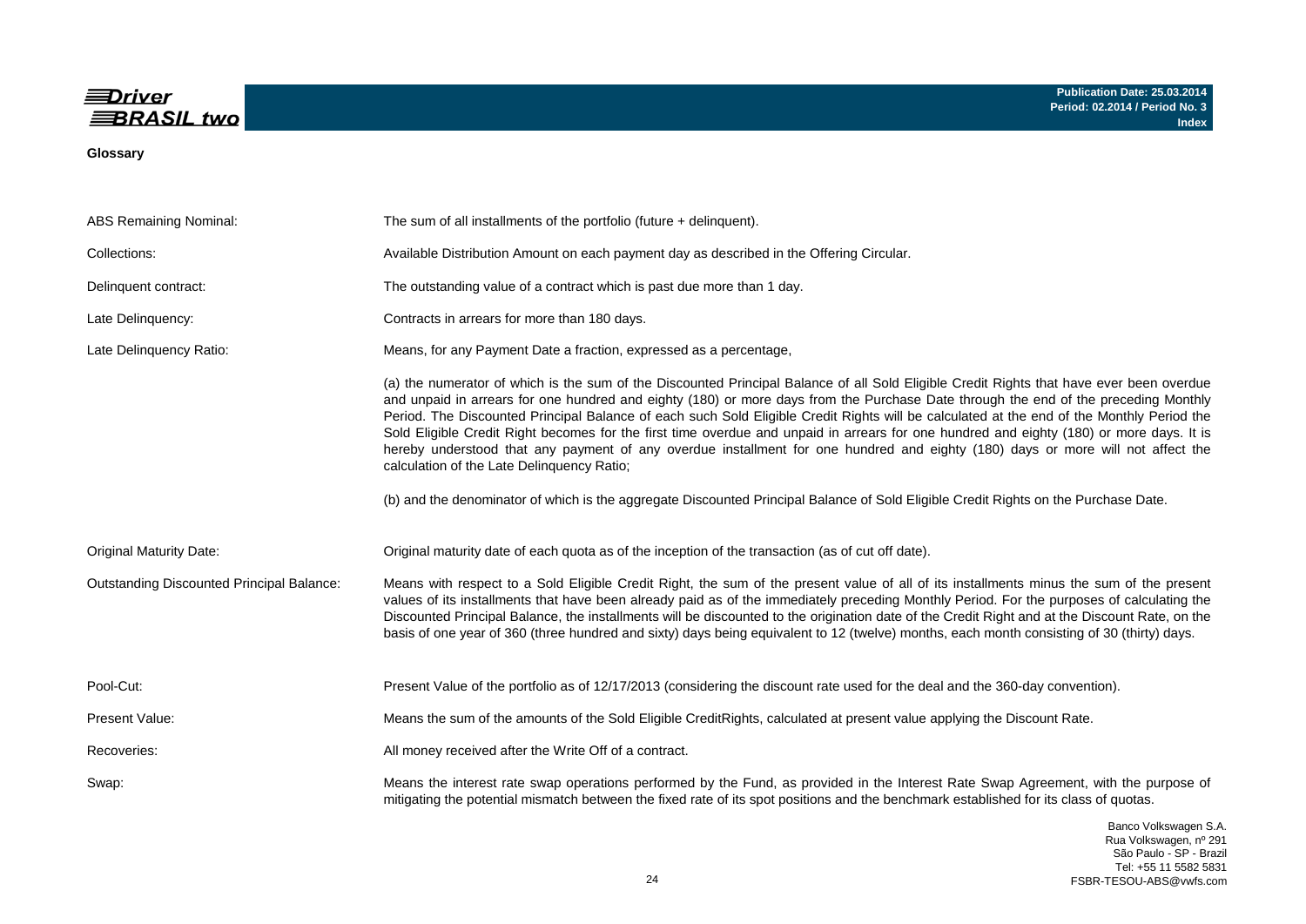## Glossary

| | |
|---|---|
| ABS Remaining Nominal: | The sum of all installments of the portfolio (future + delinquent). |
| Collections: | Available Distribution Amount on each payment day as described in the Offering Circular. |
| Delinquent contract: | The outstanding value of a contract which is past due more than 1 day. |
| Late Delinquency: | Contracts in arrears for more than 180 days. |
| Late Delinquency Ratio: | Means, for any Payment Date a fraction, expressed as a percentage,<br><br>(a) the numerator of which is the sum of the Discounted Principal Balance of all Sold Eligible Credit Rights that have ever been overdue and unpaid in arrears for one hundred and eighty (180) or more days from the Purchase Date through the end of the preceding Monthly Period. The Discounted Principal Balance of each such Sold Eligible Credit Rights will be calculated at the end of the Monthly Period the Sold Eligible Credit Right becomes for the first time overdue and unpaid in arrears for one hundred and eighty (180) or more days. It is hereby understood that any payment of any overdue installment for one hundred and eighty (180) days or more will not affect the calculation of the Late Delinquency Ratio;<br><br>(b) and the denominator of which is the aggregate Discounted Principal Balance of Sold Eligible Credit Rights on the Purchase Date. |
| Original Maturity Date: | Original maturity date of each quota as of the inception of the transaction (as of cut off date). |
| Outstanding Discounted Principal Balance: | Means with respect to a Sold Eligible Credit Right, the sum of the present value of all of its installments minus the sum of the present values of its installments that have been already paid as of the immediately preceding Monthly Period. For the purposes of calculating the Discounted Principal Balance, the installments will be discounted to the origination date of the Credit Right and at the Discount Rate, on the basis of one year of 360 (three hundred and sixty) days being equivalent to 12 (twelve) months, each month consisting of 30 (thirty) days. |
| Pool-Cut: | Present Value of the portfolio as of 12/17/2013 (considering the discount rate used for the deal and the 360-day convention). |
| Present Value: | Means the sum of the amounts of the Sold Eligible CreditRights, calculated at present value applying the Discount Rate. |
| Recoveries: | All money received after the Write Off of a contract. |
| Swap: | Means the interest rate swap operations performed by the Fund, as provided in the Interest Rate Swap Agreement, with the purpose of mitigating the potential mismatch between the fixed rate of its spot positions and the benchmark established for its class of quotas. |

Banco Volkswagen S.A.
Rua Volkswagen, nº 291
São Paulo - SP - Brazil
Tel: +55 11 5582 5831
FSBR-TESOU-ABS@vwfs.com